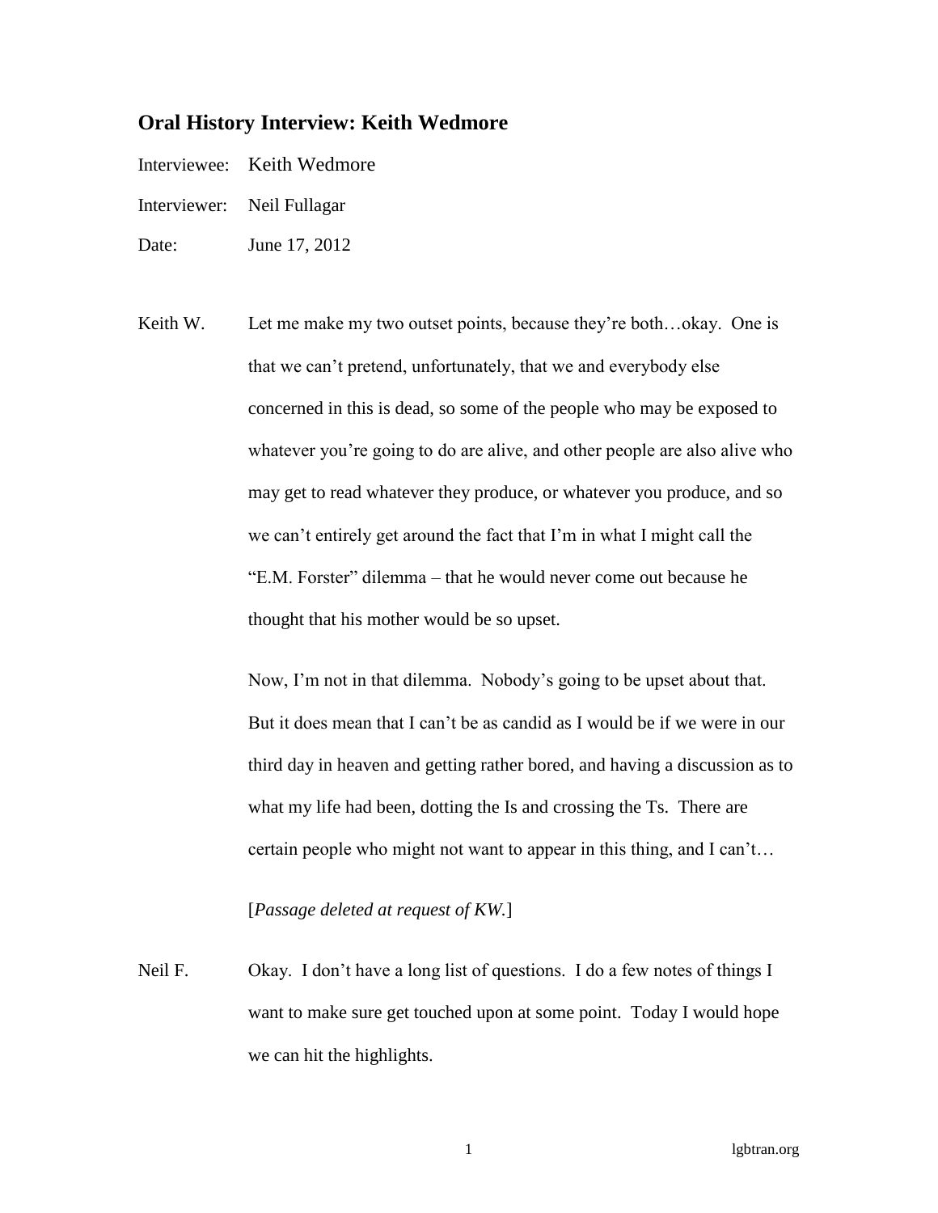## Oral History Interview: Keith Wedmore

Interviewee: Keith Wedmore

Interviewer: Neil Fullagar

Date: June 17, 2012

Keith W. Let me make my two outset points, because they're both…okay. One is that we can't pretend, unfortunately, that we and everybody else concerned in this is dead, so some of the people who may be exposed to whatever you're going to do are alive, and other people are also alive who may get to read whatever they produce, or whatever you produce, and so we can't entirely get around the fact that I'm in what I might call the "E.M. Forster" dilemma – that he would never come out because he thought that his mother would be so upset.

Now, I'm not in that dilemma. Nobody's going to be upset about that. But it does mean that I can't be as candid as I would be if we were in our third day in heaven and getting rather bored, and having a discussion as to what my life had been, dotting the Is and crossing the Ts. There are certain people who might not want to appear in this thing, and I can't…

[*Passage deleted at request of KW.*]

Neil F. Okay. I don't have a long list of questions. I do a few notes of things I want to make sure get touched upon at some point. Today I would hope we can hit the highlights.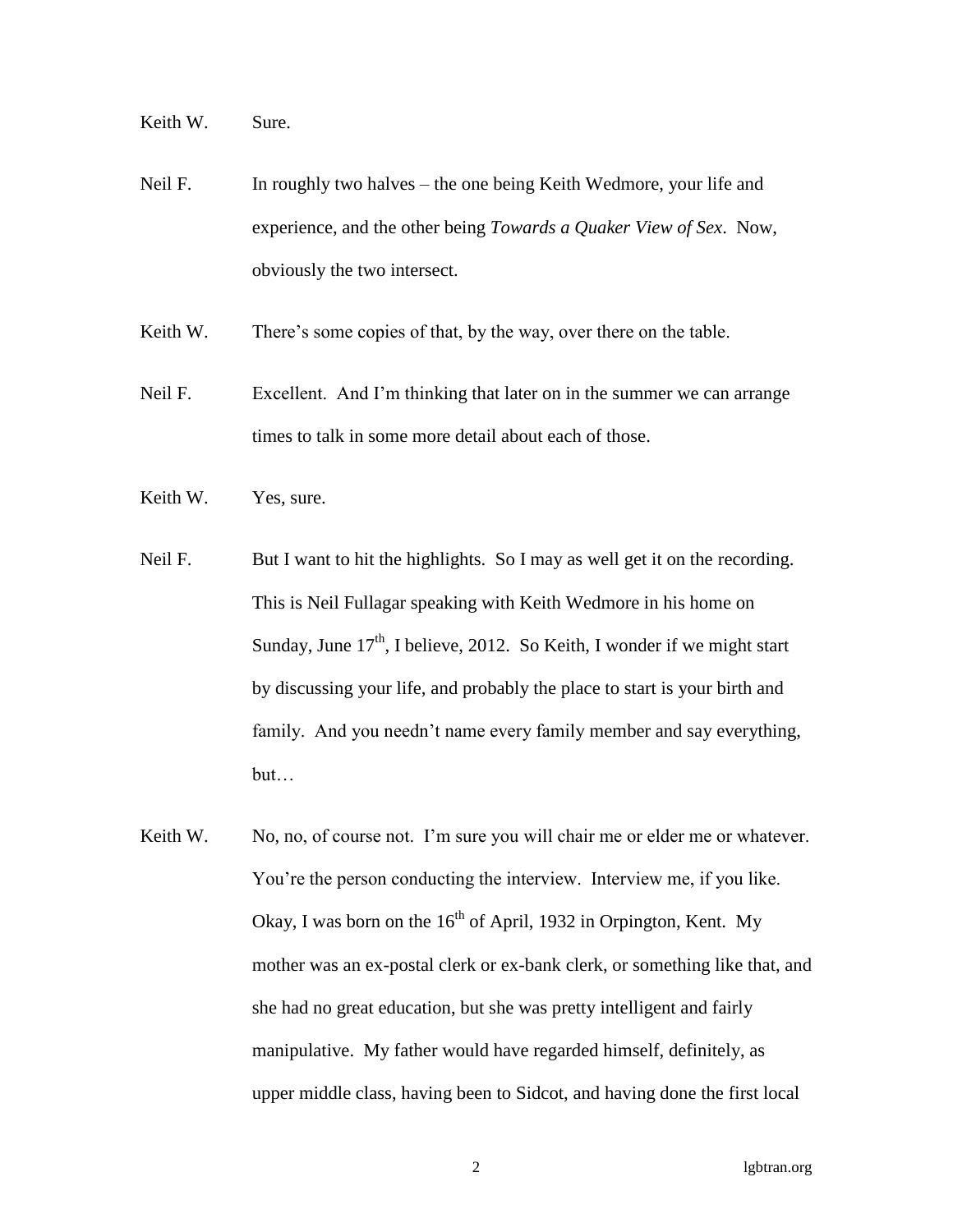Keith W. Sure.

Neil F. In roughly two halves – the one being Keith Wedmore, your life and experience, and the other being *Towards a Quaker View of Sex*. Now, obviously the two intersect.

Keith W. There's some copies of that, by the way, over there on the table.

Neil F. Excellent. And I'm thinking that later on in the summer we can arrange times to talk in some more detail about each of those.

Keith W. Yes, sure.

Neil F. But I want to hit the highlights. So I may as well get it on the recording. This is Neil Fullagar speaking with Keith Wedmore in his home on Sunday, June 17th, I believe, 2012. So Keith, I wonder if we might start by discussing your life, and probably the place to start is your birth and family. And you needn't name every family member and say everything, but…

Keith W. No, no, of course not. I'm sure you will chair me or elder me or whatever. You're the person conducting the interview. Interview me, if you like. Okay, I was born on the 16th of April, 1932 in Orpington, Kent. My mother was an ex-postal clerk or ex-bank clerk, or something like that, and she had no great education, but she was pretty intelligent and fairly manipulative. My father would have regarded himself, definitely, as upper middle class, having been to Sidcot, and having done the first local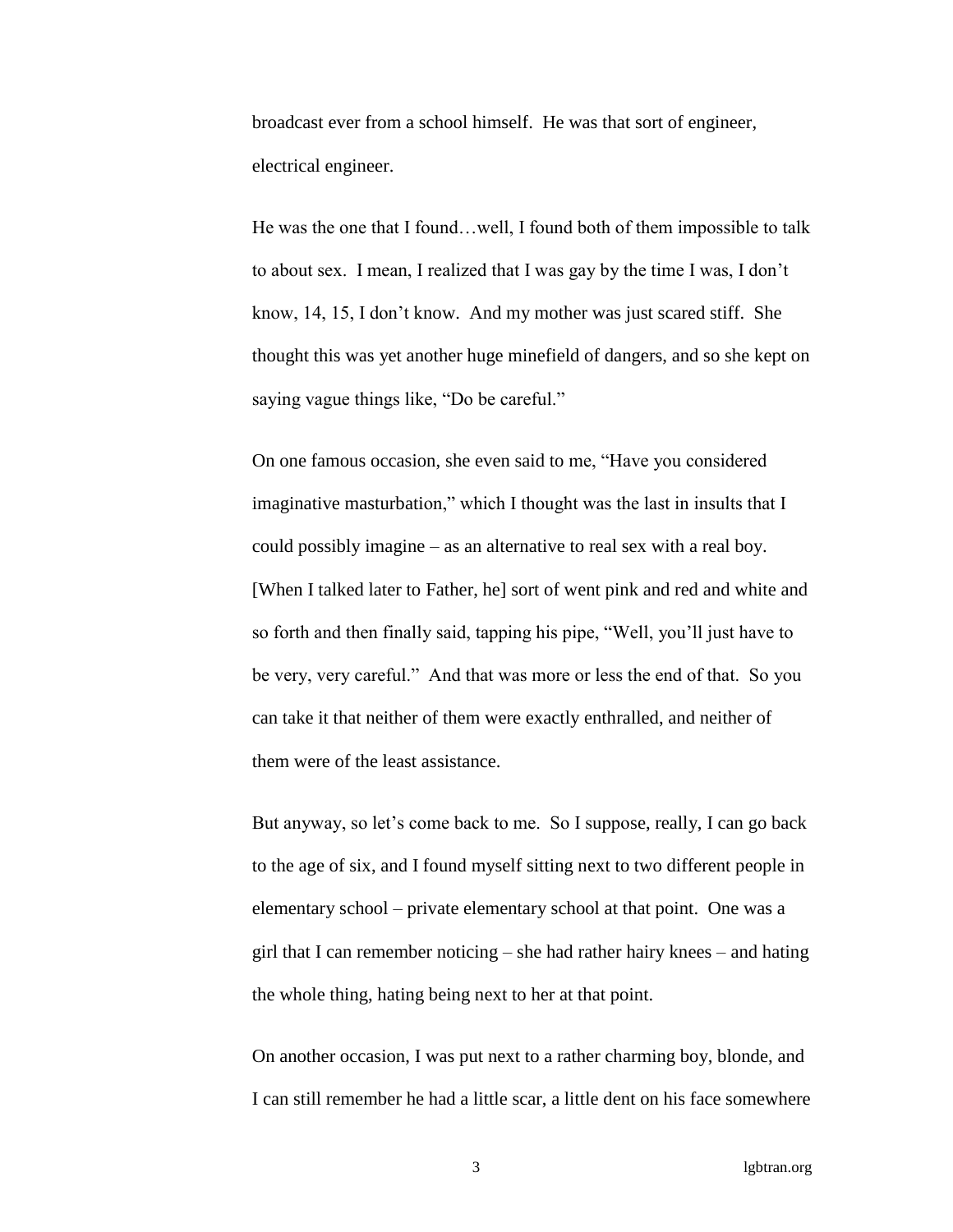broadcast ever from a school himself. He was that sort of engineer, electrical engineer.

He was the one that I found…well, I found both of them impossible to talk to about sex. I mean, I realized that I was gay by the time I was, I don't know, 14, 15, I don't know. And my mother was just scared stiff. She thought this was yet another huge minefield of dangers, and so she kept on saying vague things like, "Do be careful."

On one famous occasion, she even said to me, "Have you considered imaginative masturbation," which I thought was the last in insults that I could possibly imagine – as an alternative to real sex with a real boy. [When I talked later to Father, he] sort of went pink and red and white and so forth and then finally said, tapping his pipe, "Well, you'll just have to be very, very careful." And that was more or less the end of that. So you can take it that neither of them were exactly enthralled, and neither of them were of the least assistance.

But anyway, so let's come back to me. So I suppose, really, I can go back to the age of six, and I found myself sitting next to two different people in elementary school – private elementary school at that point. One was a girl that I can remember noticing – she had rather hairy knees – and hating the whole thing, hating being next to her at that point.

On another occasion, I was put next to a rather charming boy, blonde, and I can still remember he had a little scar, a little dent on his face somewhere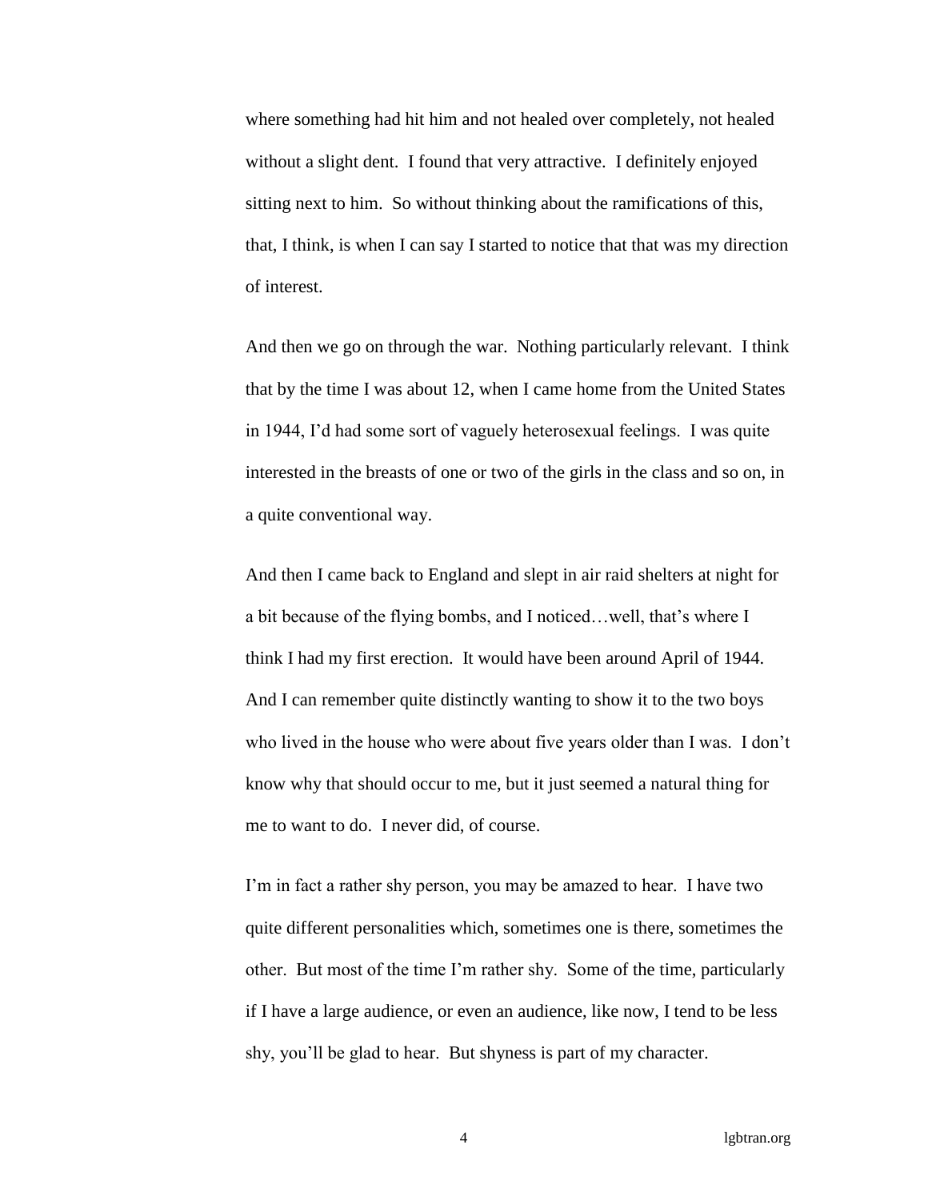where something had hit him and not healed over completely, not healed without a slight dent. I found that very attractive. I definitely enjoyed sitting next to him. So without thinking about the ramifications of this, that, I think, is when I can say I started to notice that that was my direction of interest.

And then we go on through the war. Nothing particularly relevant. I think that by the time I was about 12, when I came home from the United States in 1944, I'd had some sort of vaguely heterosexual feelings. I was quite interested in the breasts of one or two of the girls in the class and so on, in a quite conventional way.

And then I came back to England and slept in air raid shelters at night for a bit because of the flying bombs, and I noticed…well, that's where I think I had my first erection. It would have been around April of 1944. And I can remember quite distinctly wanting to show it to the two boys who lived in the house who were about five years older than I was. I don't know why that should occur to me, but it just seemed a natural thing for me to want to do. I never did, of course.

I'm in fact a rather shy person, you may be amazed to hear. I have two quite different personalities which, sometimes one is there, sometimes the other. But most of the time I'm rather shy. Some of the time, particularly if I have a large audience, or even an audience, like now, I tend to be less shy, you'll be glad to hear. But shyness is part of my character.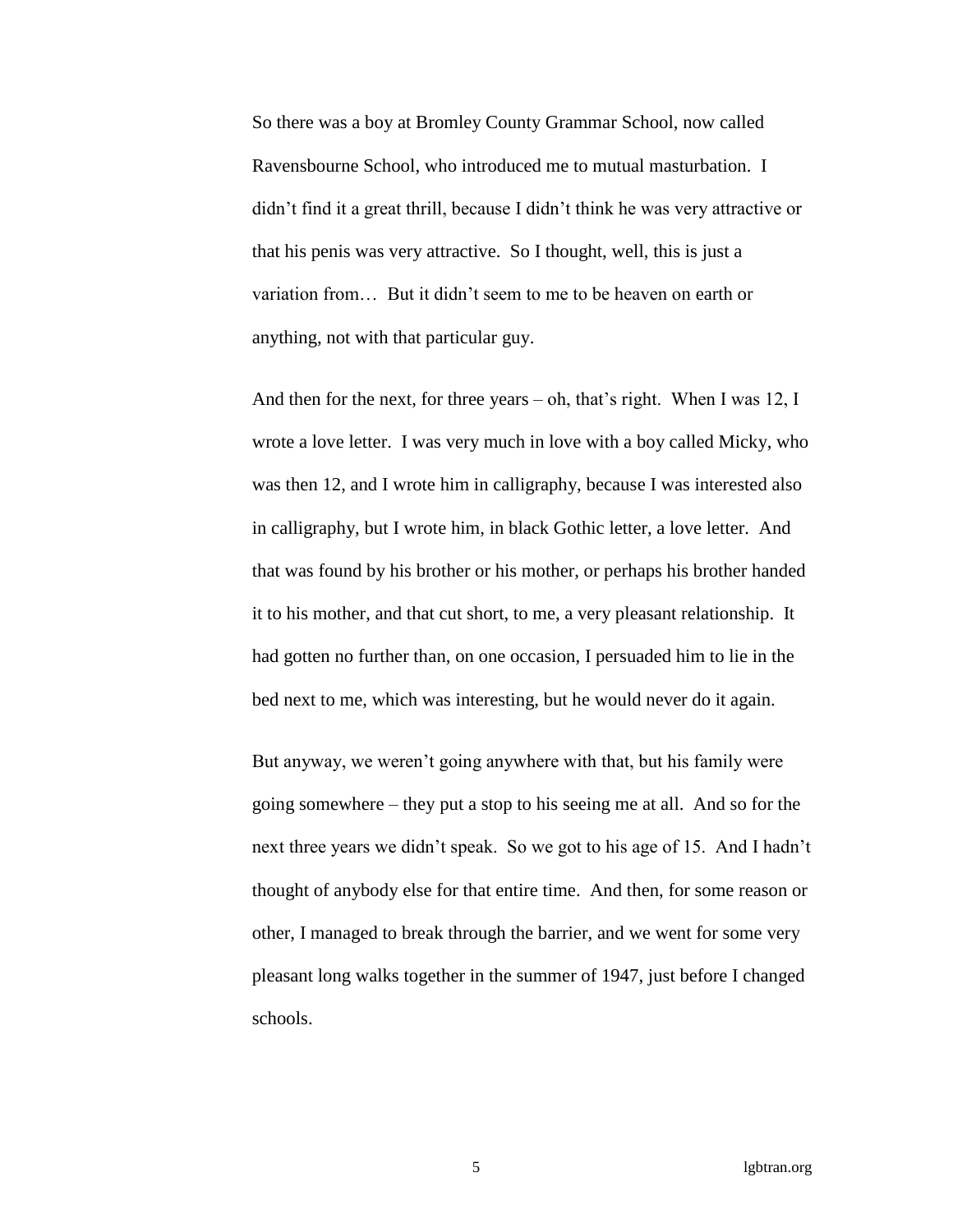So there was a boy at Bromley County Grammar School, now called Ravensbourne School, who introduced me to mutual masturbation. I didn't find it a great thrill, because I didn't think he was very attractive or that his penis was very attractive. So I thought, well, this is just a variation from… But it didn't seem to me to be heaven on earth or anything, not with that particular guy.

And then for the next, for three years – oh, that's right. When I was 12, I wrote a love letter. I was very much in love with a boy called Micky, who was then 12, and I wrote him in calligraphy, because I was interested also in calligraphy, but I wrote him, in black Gothic letter, a love letter. And that was found by his brother or his mother, or perhaps his brother handed it to his mother, and that cut short, to me, a very pleasant relationship. It had gotten no further than, on one occasion, I persuaded him to lie in the bed next to me, which was interesting, but he would never do it again.

But anyway, we weren't going anywhere with that, but his family were going somewhere – they put a stop to his seeing me at all. And so for the next three years we didn't speak. So we got to his age of 15. And I hadn't thought of anybody else for that entire time. And then, for some reason or other, I managed to break through the barrier, and we went for some very pleasant long walks together in the summer of 1947, just before I changed schools.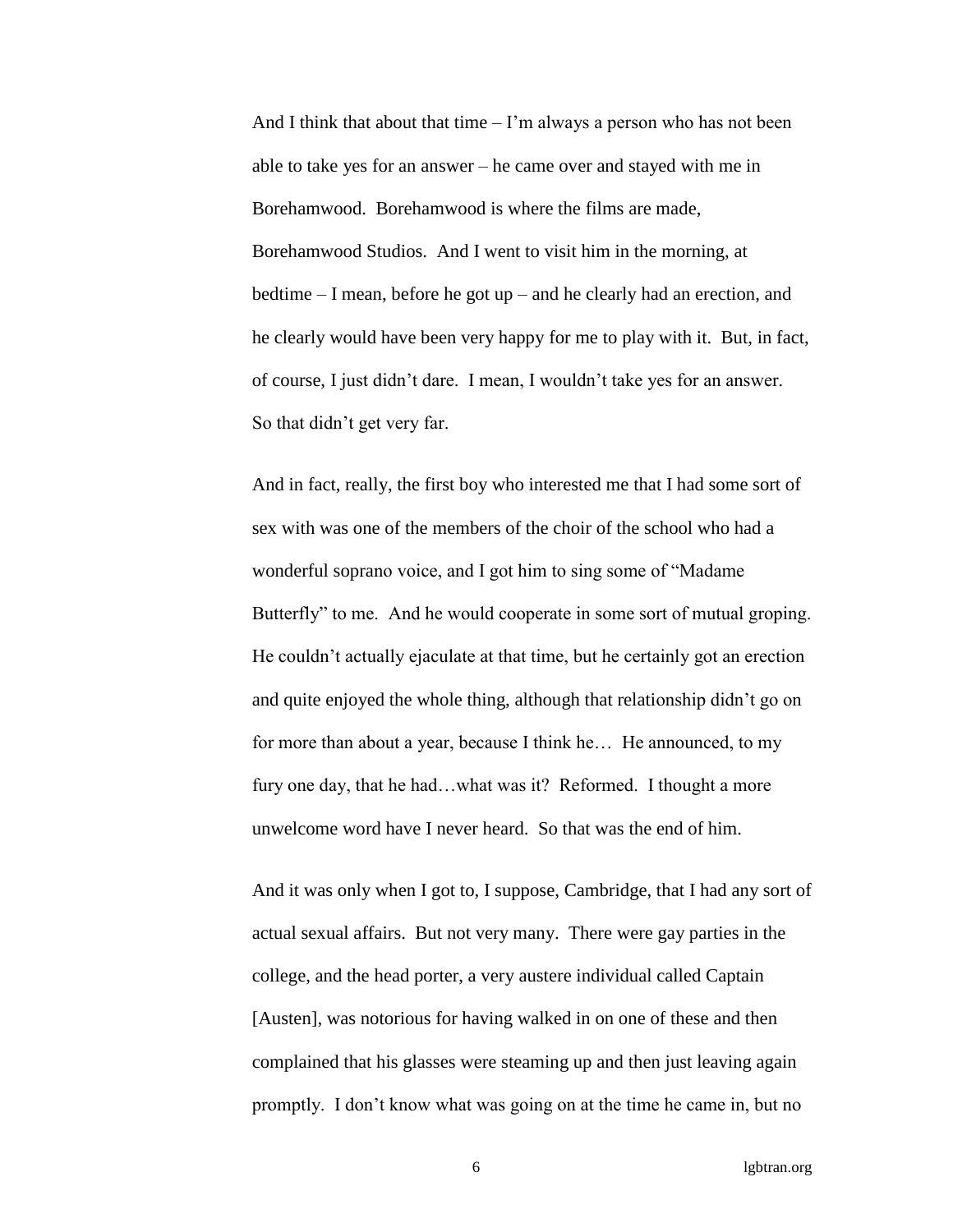And I think that about that time – I'm always a person who has not been able to take yes for an answer – he came over and stayed with me in Borehamwood. Borehamwood is where the films are made, Borehamwood Studios. And I went to visit him in the morning, at bedtime – I mean, before he got up – and he clearly had an erection, and he clearly would have been very happy for me to play with it. But, in fact, of course, I just didn't dare. I mean, I wouldn't take yes for an answer. So that didn't get very far.

And in fact, really, the first boy who interested me that I had some sort of sex with was one of the members of the choir of the school who had a wonderful soprano voice, and I got him to sing some of "Madame Butterfly" to me. And he would cooperate in some sort of mutual groping. He couldn't actually ejaculate at that time, but he certainly got an erection and quite enjoyed the whole thing, although that relationship didn't go on for more than about a year, because I think he… He announced, to my fury one day, that he had…what was it? Reformed. I thought a more unwelcome word have I never heard. So that was the end of him.

And it was only when I got to, I suppose, Cambridge, that I had any sort of actual sexual affairs. But not very many. There were gay parties in the college, and the head porter, a very austere individual called Captain [Austen], was notorious for having walked in on one of these and then complained that his glasses were steaming up and then just leaving again promptly. I don't know what was going on at the time he came in, but no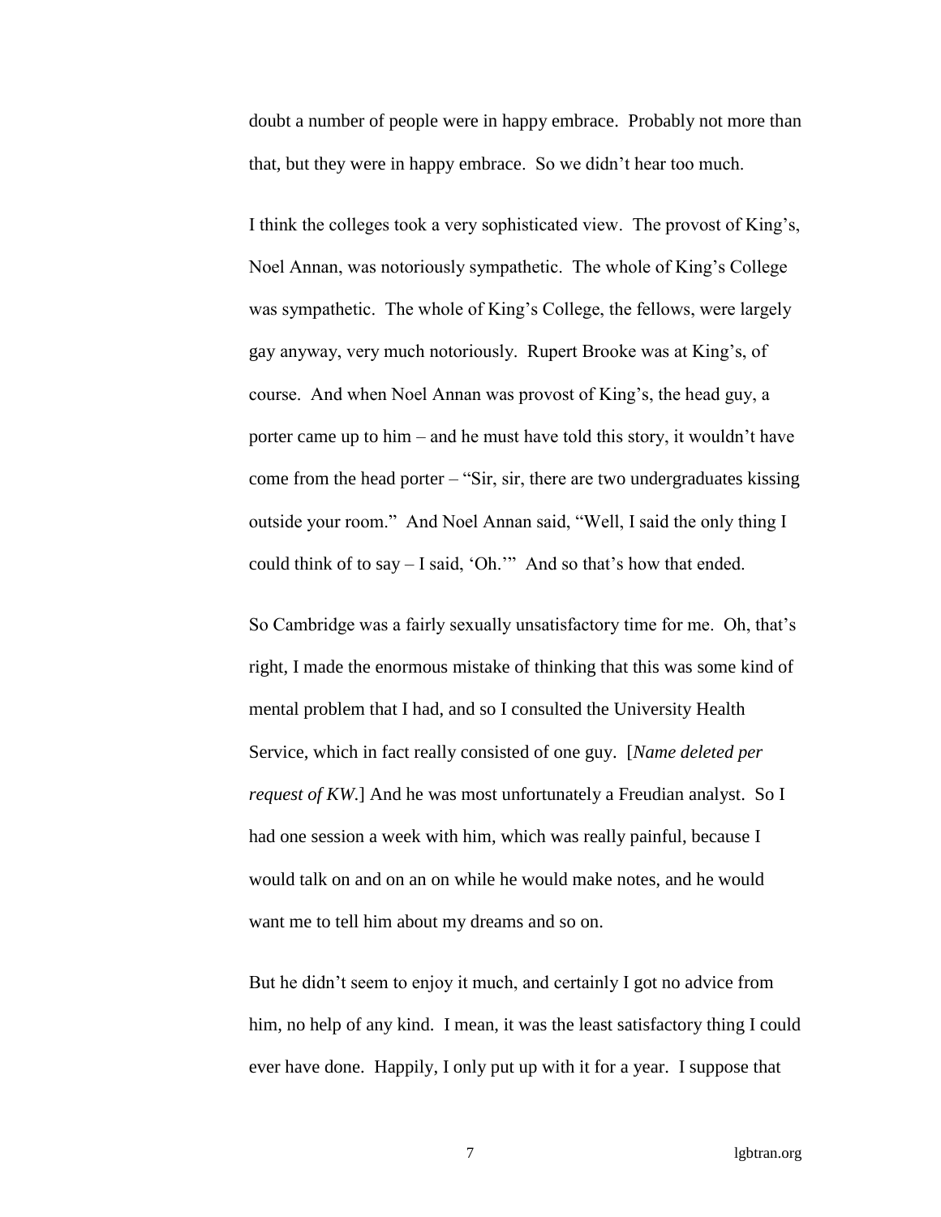doubt a number of people were in happy embrace. Probably not more than that, but they were in happy embrace. So we didn't hear too much.

I think the colleges took a very sophisticated view. The provost of King's, Noel Annan, was notoriously sympathetic. The whole of King's College was sympathetic. The whole of King's College, the fellows, were largely gay anyway, very much notoriously. Rupert Brooke was at King's, of course. And when Noel Annan was provost of King's, the head guy, a porter came up to him – and he must have told this story, it wouldn't have come from the head porter – "Sir, sir, there are two undergraduates kissing outside your room." And Noel Annan said, "Well, I said the only thing I could think of to say – I said, 'Oh.'" And so that's how that ended.

So Cambridge was a fairly sexually unsatisfactory time for me. Oh, that's right, I made the enormous mistake of thinking that this was some kind of mental problem that I had, and so I consulted the University Health Service, which in fact really consisted of one guy. [*Name deleted per request of KW.*] And he was most unfortunately a Freudian analyst. So I had one session a week with him, which was really painful, because I would talk on and on an on while he would make notes, and he would want me to tell him about my dreams and so on.

But he didn't seem to enjoy it much, and certainly I got no advice from him, no help of any kind. I mean, it was the least satisfactory thing I could ever have done. Happily, I only put up with it for a year. I suppose that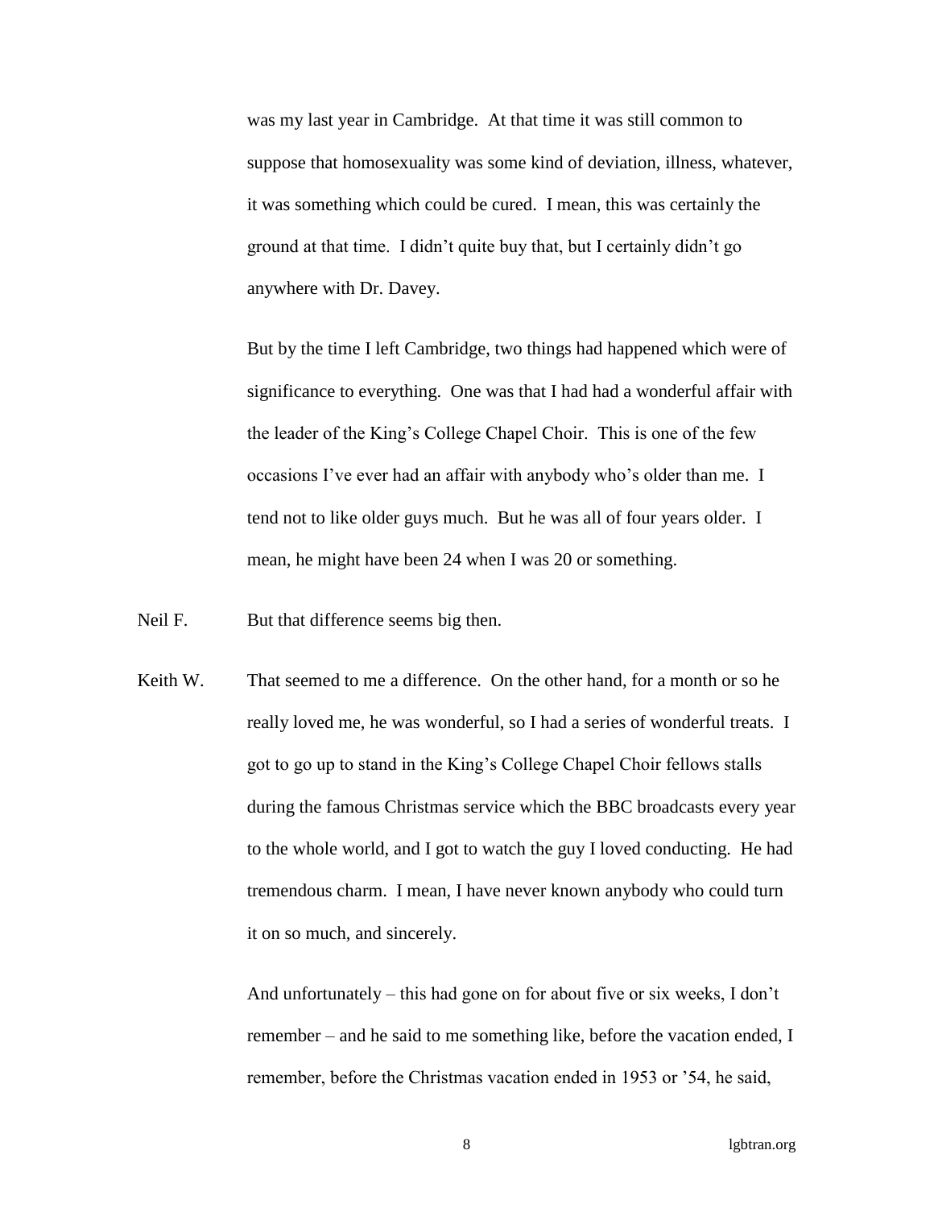was my last year in Cambridge. At that time it was still common to suppose that homosexuality was some kind of deviation, illness, whatever, it was something which could be cured. I mean, this was certainly the ground at that time. I didn't quite buy that, but I certainly didn't go anywhere with Dr. Davey.

But by the time I left Cambridge, two things had happened which were of significance to everything. One was that I had had a wonderful affair with the leader of the King's College Chapel Choir. This is one of the few occasions I've ever had an affair with anybody who's older than me. I tend not to like older guys much. But he was all of four years older. I mean, he might have been 24 when I was 20 or something.

Neil F. But that difference seems big then.

Keith W. That seemed to me a difference. On the other hand, for a month or so he really loved me, he was wonderful, so I had a series of wonderful treats. I got to go up to stand in the King's College Chapel Choir fellows stalls during the famous Christmas service which the BBC broadcasts every year to the whole world, and I got to watch the guy I loved conducting. He had tremendous charm. I mean, I have never known anybody who could turn it on so much, and sincerely.

And unfortunately – this had gone on for about five or six weeks, I don't remember – and he said to me something like, before the vacation ended, I remember, before the Christmas vacation ended in 1953 or '54, he said,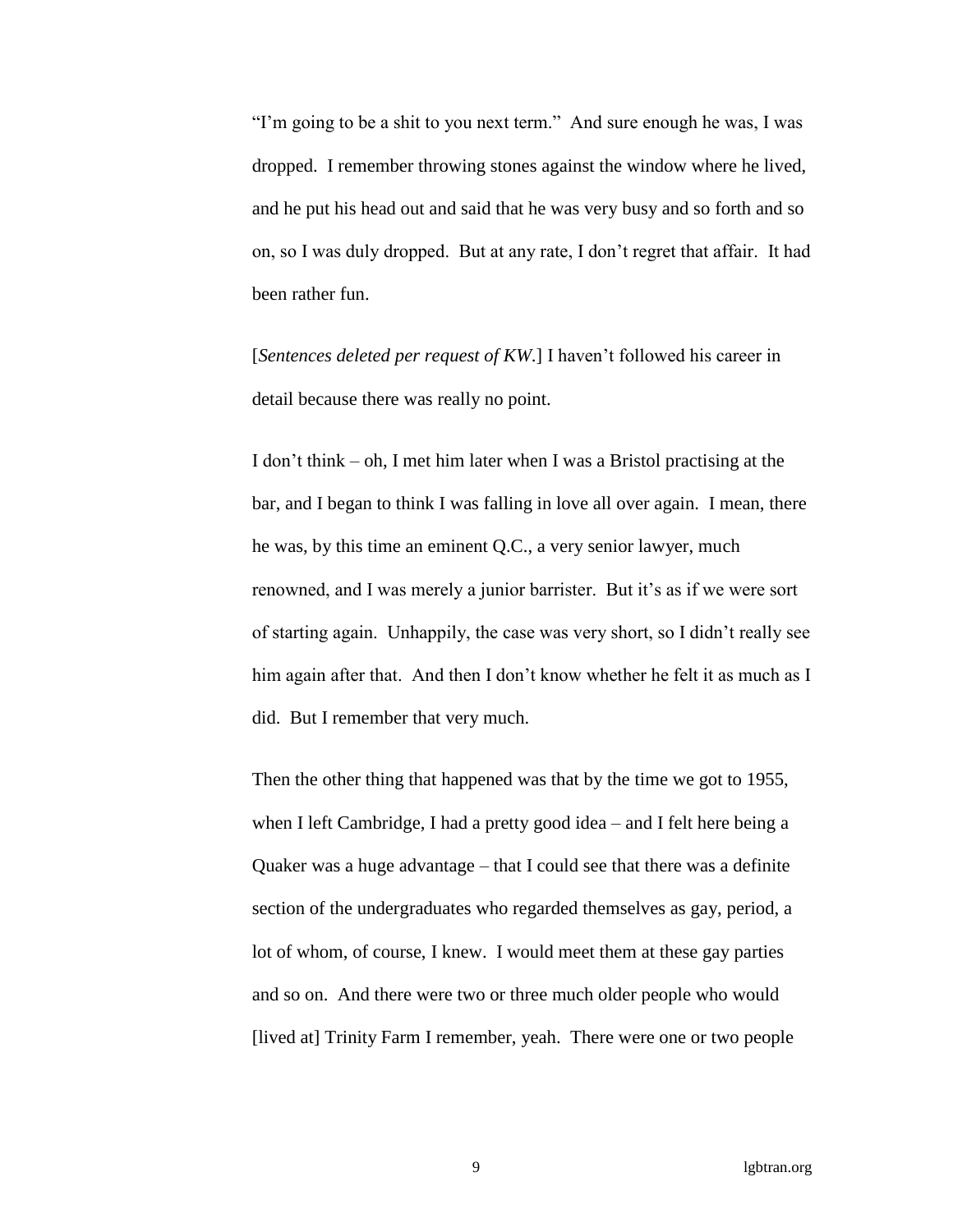"I'm going to be a shit to you next term." And sure enough he was, I was dropped. I remember throwing stones against the window where he lived, and he put his head out and said that he was very busy and so forth and so on, so I was duly dropped. But at any rate, I don't regret that affair. It had been rather fun.

[*Sentences deleted per request of KW.*] I haven't followed his career in detail because there was really no point.

I don't think – oh, I met him later when I was a Bristol practising at the bar, and I began to think I was falling in love all over again. I mean, there he was, by this time an eminent Q.C., a very senior lawyer, much renowned, and I was merely a junior barrister. But it's as if we were sort of starting again. Unhappily, the case was very short, so I didn't really see him again after that. And then I don't know whether he felt it as much as I did. But I remember that very much.

Then the other thing that happened was that by the time we got to 1955, when I left Cambridge, I had a pretty good idea – and I felt here being a Quaker was a huge advantage – that I could see that there was a definite section of the undergraduates who regarded themselves as gay, period, a lot of whom, of course, I knew. I would meet them at these gay parties and so on. And there were two or three much older people who would [lived at] Trinity Farm I remember, yeah. There were one or two people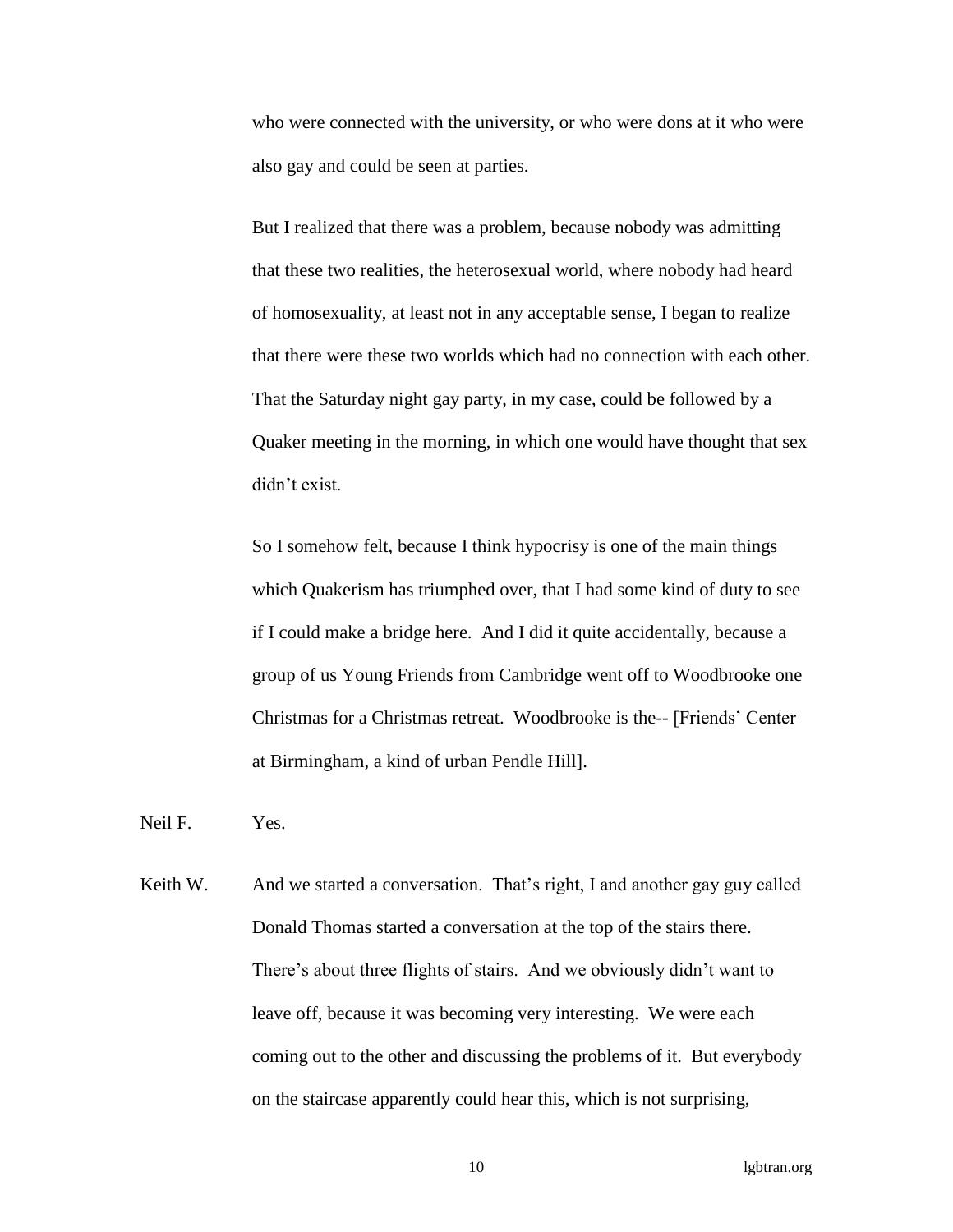who were connected with the university, or who were dons at it who were also gay and could be seen at parties.

But I realized that there was a problem, because nobody was admitting that these two realities, the heterosexual world, where nobody had heard of homosexuality, at least not in any acceptable sense, I began to realize that there were these two worlds which had no connection with each other. That the Saturday night gay party, in my case, could be followed by a Quaker meeting in the morning, in which one would have thought that sex didn't exist.

So I somehow felt, because I think hypocrisy is one of the main things which Quakerism has triumphed over, that I had some kind of duty to see if I could make a bridge here. And I did it quite accidentally, because a group of us Young Friends from Cambridge went off to Woodbrooke one Christmas for a Christmas retreat. Woodbrooke is the-- [Friends' Center at Birmingham, a kind of urban Pendle Hill].

Neil F. Yes.

Keith W. And we started a conversation. That's right, I and another gay guy called Donald Thomas started a conversation at the top of the stairs there. There's about three flights of stairs. And we obviously didn't want to leave off, because it was becoming very interesting. We were each coming out to the other and discussing the problems of it. But everybody on the staircase apparently could hear this, which is not surprising,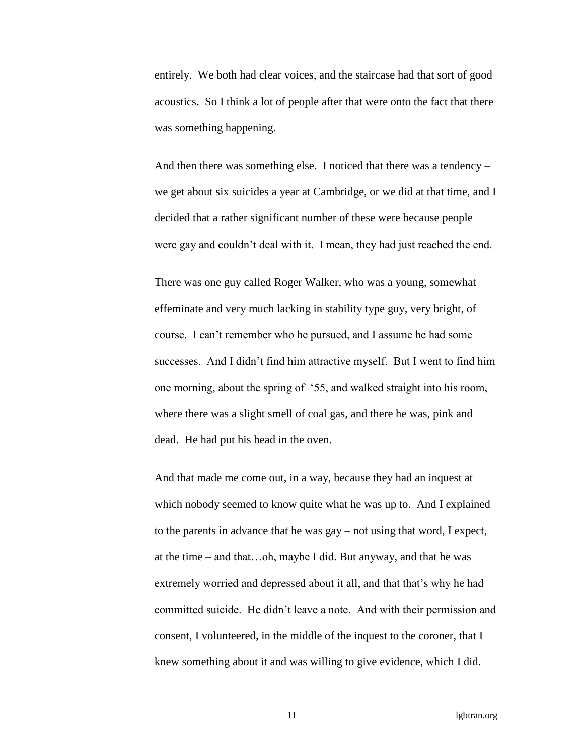entirely. We both had clear voices, and the staircase had that sort of good acoustics. So I think a lot of people after that were onto the fact that there was something happening.

And then there was something else. I noticed that there was a tendency – we get about six suicides a year at Cambridge, or we did at that time, and I decided that a rather significant number of these were because people were gay and couldn't deal with it. I mean, they had just reached the end.

There was one guy called Roger Walker, who was a young, somewhat effeminate and very much lacking in stability type guy, very bright, of course. I can't remember who he pursued, and I assume he had some successes. And I didn't find him attractive myself. But I went to find him one morning, about the spring of '55, and walked straight into his room, where there was a slight smell of coal gas, and there he was, pink and dead. He had put his head in the oven.

And that made me come out, in a way, because they had an inquest at which nobody seemed to know quite what he was up to. And I explained to the parents in advance that he was gay – not using that word, I expect, at the time – and that…oh, maybe I did. But anyway, and that he was extremely worried and depressed about it all, and that that's why he had committed suicide. He didn't leave a note. And with their permission and consent, I volunteered, in the middle of the inquest to the coroner, that I knew something about it and was willing to give evidence, which I did.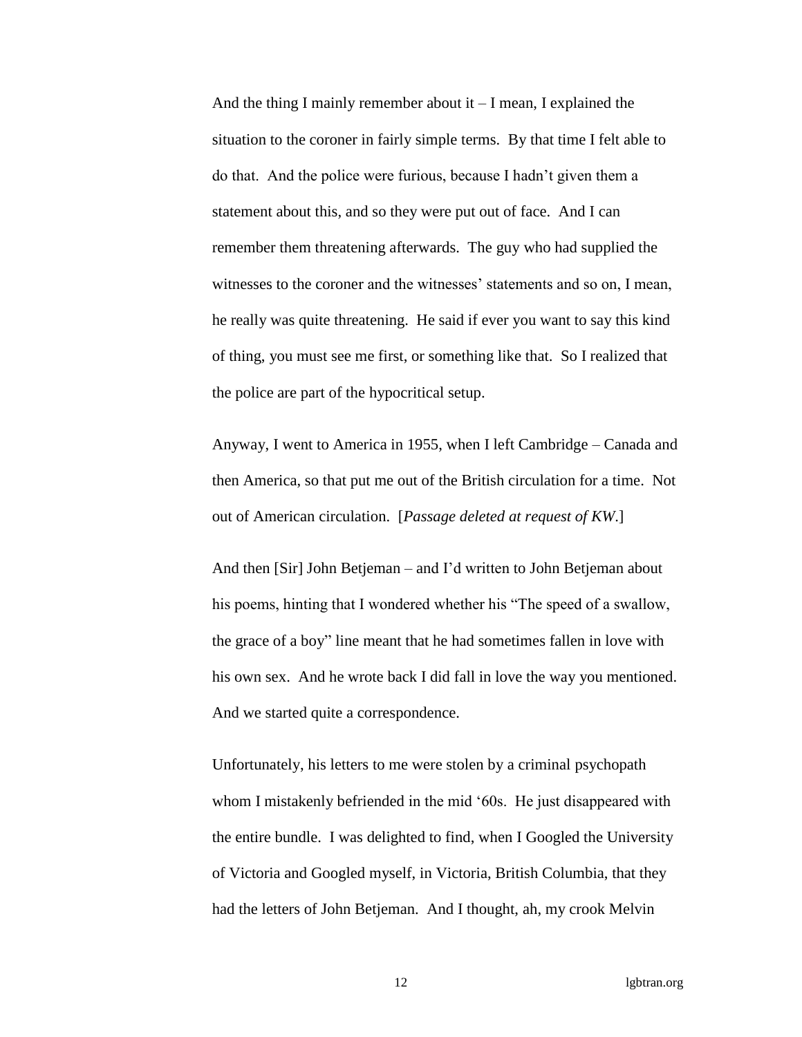And the thing I mainly remember about it – I mean, I explained the situation to the coroner in fairly simple terms. By that time I felt able to do that. And the police were furious, because I hadn't given them a statement about this, and so they were put out of face. And I can remember them threatening afterwards. The guy who had supplied the witnesses to the coroner and the witnesses' statements and so on, I mean, he really was quite threatening. He said if ever you want to say this kind of thing, you must see me first, or something like that. So I realized that the police are part of the hypocritical setup.

Anyway, I went to America in 1955, when I left Cambridge – Canada and then America, so that put me out of the British circulation for a time. Not out of American circulation. [*Passage deleted at request of KW.*]

And then [Sir] John Betjeman – and I'd written to John Betjeman about his poems, hinting that I wondered whether his "The speed of a swallow, the grace of a boy" line meant that he had sometimes fallen in love with his own sex. And he wrote back I did fall in love the way you mentioned. And we started quite a correspondence.

Unfortunately, his letters to me were stolen by a criminal psychopath whom I mistakenly befriended in the mid '60s. He just disappeared with the entire bundle. I was delighted to find, when I Googled the University of Victoria and Googled myself, in Victoria, British Columbia, that they had the letters of John Betjeman. And I thought, ah, my crook Melvin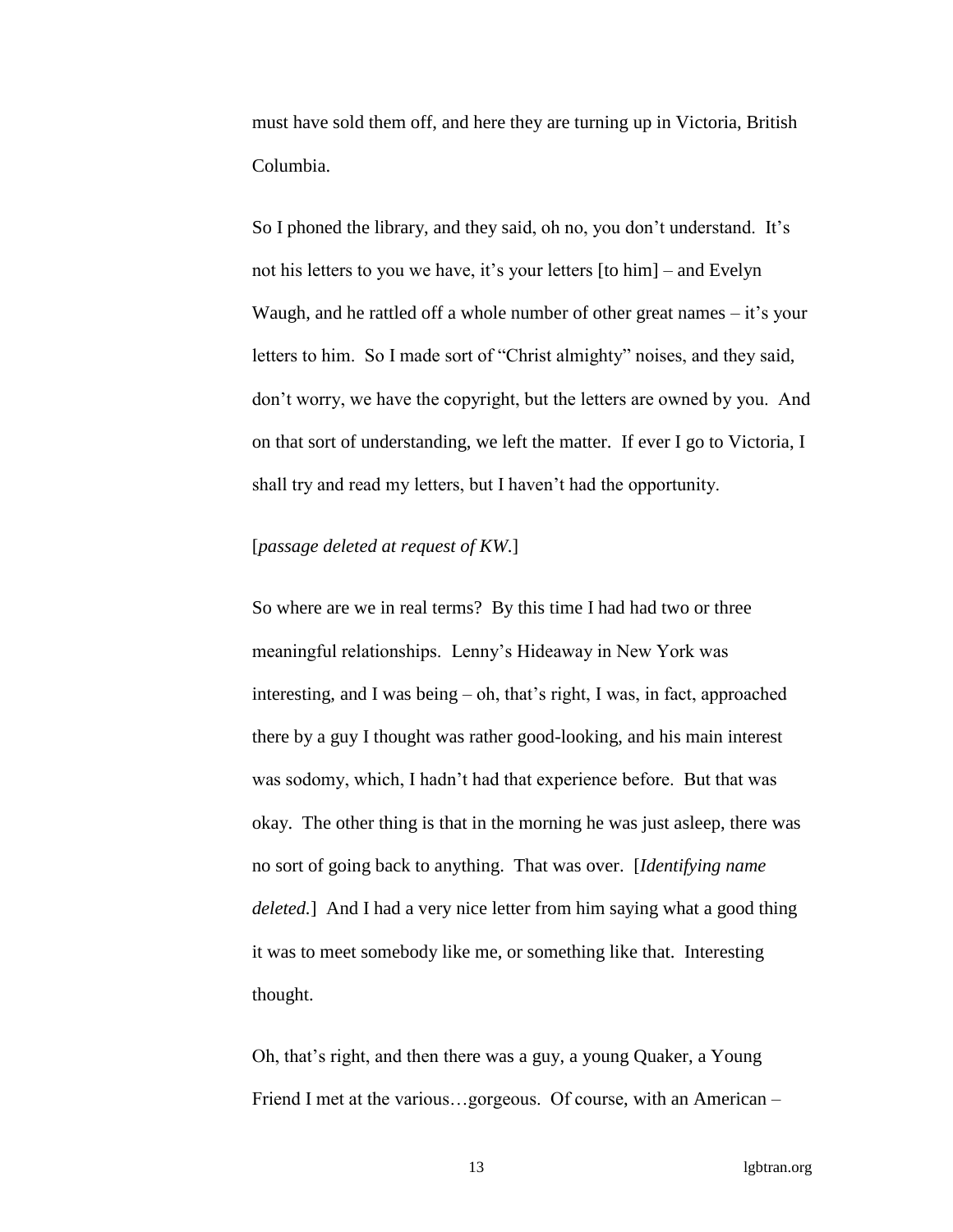must have sold them off, and here they are turning up in Victoria, British Columbia.

So I phoned the library, and they said, oh no, you don't understand. It's not his letters to you we have, it's your letters [to him] – and Evelyn Waugh, and he rattled off a whole number of other great names – it's your letters to him. So I made sort of "Christ almighty" noises, and they said, don't worry, we have the copyright, but the letters are owned by you. And on that sort of understanding, we left the matter. If ever I go to Victoria, I shall try and read my letters, but I haven't had the opportunity.

[*passage deleted at request of KW.*]

So where are we in real terms? By this time I had had two or three meaningful relationships. Lenny's Hideaway in New York was interesting, and I was being – oh, that's right, I was, in fact, approached there by a guy I thought was rather good-looking, and his main interest was sodomy, which, I hadn't had that experience before. But that was okay. The other thing is that in the morning he was just asleep, there was no sort of going back to anything. That was over. [*Identifying name deleted.*] And I had a very nice letter from him saying what a good thing it was to meet somebody like me, or something like that. Interesting thought.

Oh, that's right, and then there was a guy, a young Quaker, a Young Friend I met at the various…gorgeous. Of course, with an American –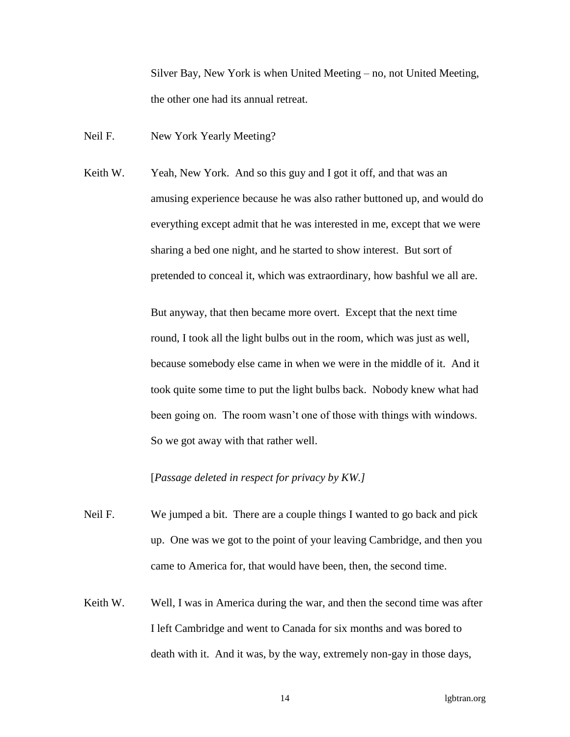Silver Bay, New York is when United Meeting – no, not United Meeting, the other one had its annual retreat.

Neil F. New York Yearly Meeting?

Keith W. Yeah, New York. And so this guy and I got it off, and that was an amusing experience because he was also rather buttoned up, and would do everything except admit that he was interested in me, except that we were sharing a bed one night, and he started to show interest. But sort of pretended to conceal it, which was extraordinary, how bashful we all are.

But anyway, that then became more overt. Except that the next time round, I took all the light bulbs out in the room, which was just as well, because somebody else came in when we were in the middle of it. And it took quite some time to put the light bulbs back. Nobody knew what had been going on. The room wasn't one of those with things with windows. So we got away with that rather well.

[*Passage deleted in respect for privacy by KW.]*

Neil F. We jumped a bit. There are a couple things I wanted to go back and pick up. One was we got to the point of your leaving Cambridge, and then you came to America for, that would have been, then, the second time.

Keith W. Well, I was in America during the war, and then the second time was after I left Cambridge and went to Canada for six months and was bored to death with it. And it was, by the way, extremely non-gay in those days,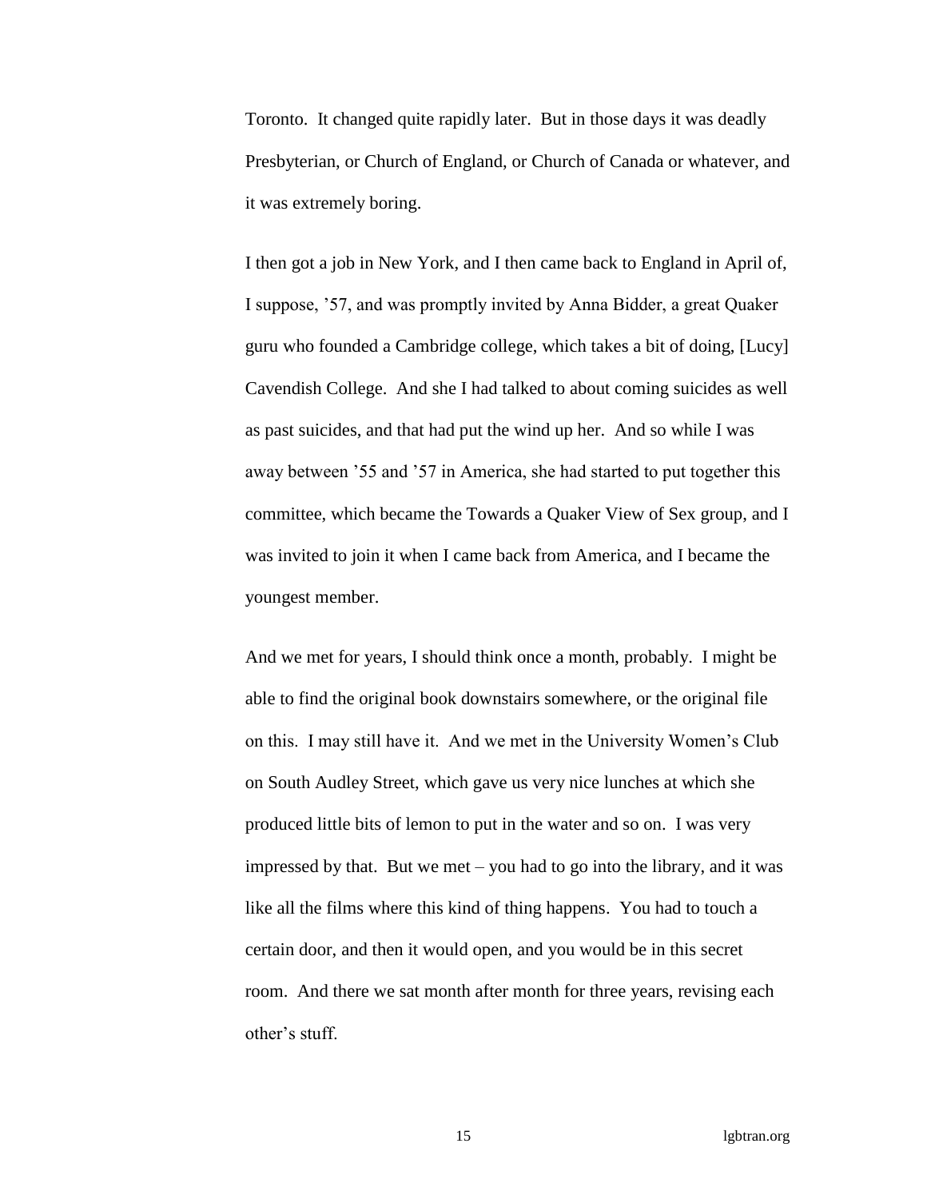Toronto. It changed quite rapidly later. But in those days it was deadly Presbyterian, or Church of England, or Church of Canada or whatever, and it was extremely boring.

I then got a job in New York, and I then came back to England in April of, I suppose, '57, and was promptly invited by Anna Bidder, a great Quaker guru who founded a Cambridge college, which takes a bit of doing, [Lucy] Cavendish College. And she I had talked to about coming suicides as well as past suicides, and that had put the wind up her. And so while I was away between '55 and '57 in America, she had started to put together this committee, which became the Towards a Quaker View of Sex group, and I was invited to join it when I came back from America, and I became the youngest member.

And we met for years, I should think once a month, probably. I might be able to find the original book downstairs somewhere, or the original file on this. I may still have it. And we met in the University Women's Club on South Audley Street, which gave us very nice lunches at which she produced little bits of lemon to put in the water and so on. I was very impressed by that. But we met – you had to go into the library, and it was like all the films where this kind of thing happens. You had to touch a certain door, and then it would open, and you would be in this secret room. And there we sat month after month for three years, revising each other's stuff.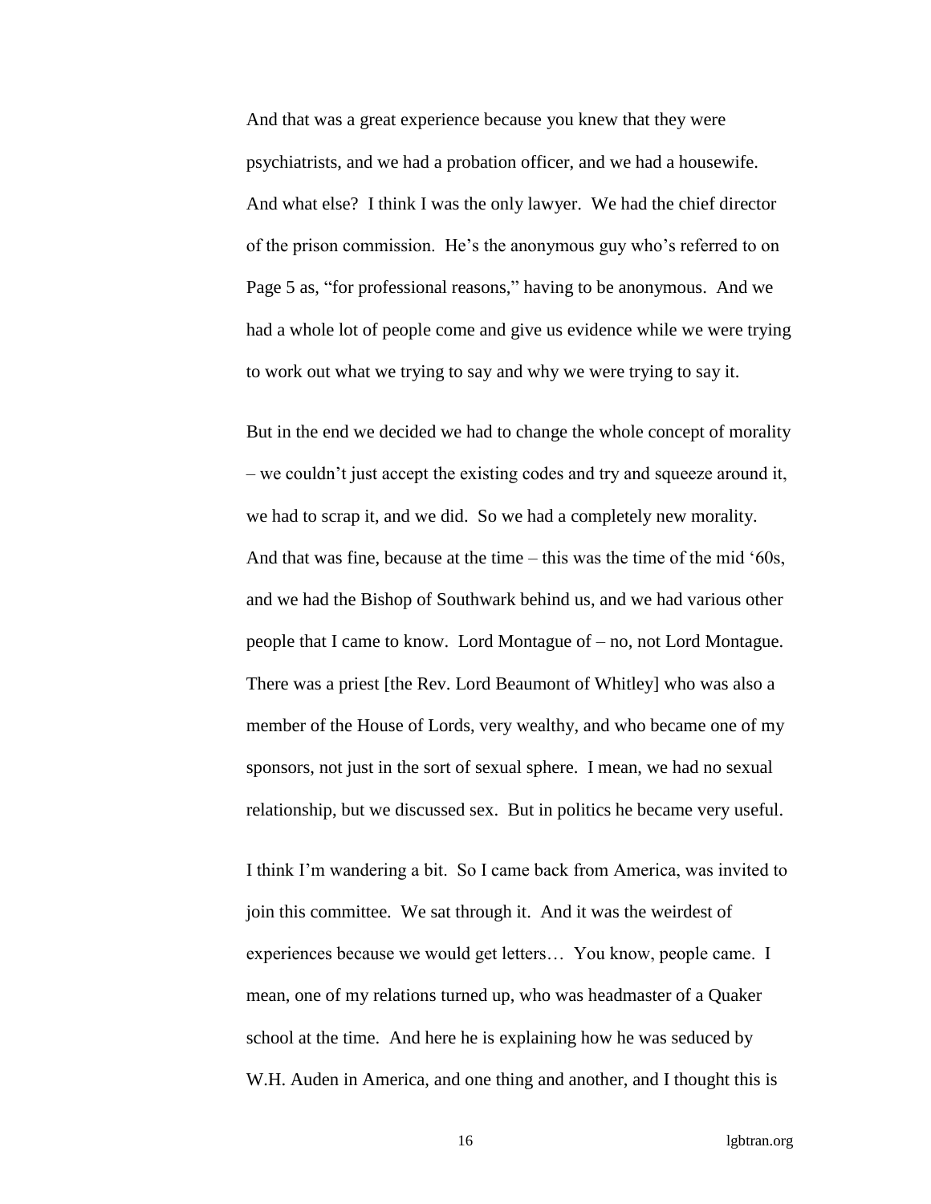And that was a great experience because you knew that they were psychiatrists, and we had a probation officer, and we had a housewife. And what else? I think I was the only lawyer. We had the chief director of the prison commission. He's the anonymous guy who's referred to on Page 5 as, "for professional reasons," having to be anonymous. And we had a whole lot of people come and give us evidence while we were trying to work out what we trying to say and why we were trying to say it.

But in the end we decided we had to change the whole concept of morality – we couldn't just accept the existing codes and try and squeeze around it, we had to scrap it, and we did. So we had a completely new morality. And that was fine, because at the time – this was the time of the mid '60s, and we had the Bishop of Southwark behind us, and we had various other people that I came to know. Lord Montague of – no, not Lord Montague. There was a priest [the Rev. Lord Beaumont of Whitley] who was also a member of the House of Lords, very wealthy, and who became one of my sponsors, not just in the sort of sexual sphere. I mean, we had no sexual relationship, but we discussed sex. But in politics he became very useful.

I think I'm wandering a bit. So I came back from America, was invited to join this committee. We sat through it. And it was the weirdest of experiences because we would get letters… You know, people came. I mean, one of my relations turned up, who was headmaster of a Quaker school at the time. And here he is explaining how he was seduced by W.H. Auden in America, and one thing and another, and I thought this is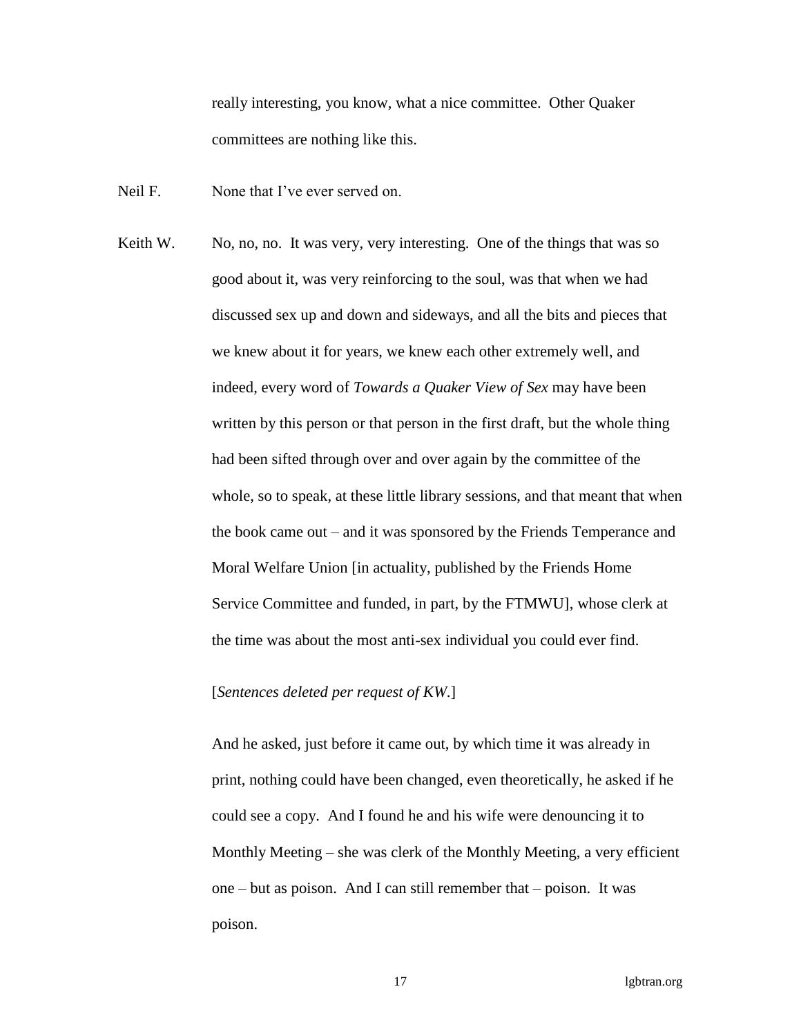really interesting, you know, what a nice committee. Other Quaker committees are nothing like this.

Neil F. None that I've ever served on.

Keith W. No, no, no. It was very, very interesting. One of the things that was so good about it, was very reinforcing to the soul, was that when we had discussed sex up and down and sideways, and all the bits and pieces that we knew about it for years, we knew each other extremely well, and indeed, every word of *Towards a Quaker View of Sex* may have been written by this person or that person in the first draft, but the whole thing had been sifted through over and over again by the committee of the whole, so to speak, at these little library sessions, and that meant that when the book came out – and it was sponsored by the Friends Temperance and Moral Welfare Union [in actuality, published by the Friends Home Service Committee and funded, in part, by the FTMWU], whose clerk at the time was about the most anti-sex individual you could ever find.

[*Sentences deleted per request of KW.*]

And he asked, just before it came out, by which time it was already in print, nothing could have been changed, even theoretically, he asked if he could see a copy. And I found he and his wife were denouncing it to Monthly Meeting – she was clerk of the Monthly Meeting, a very efficient one – but as poison. And I can still remember that – poison. It was poison.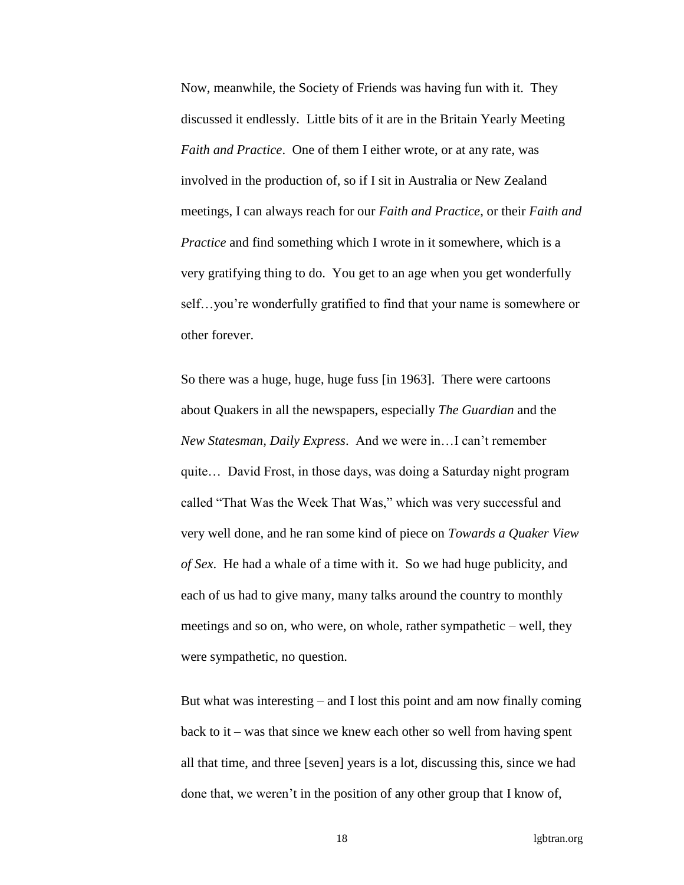Now, meanwhile, the Society of Friends was having fun with it. They discussed it endlessly. Little bits of it are in the Britain Yearly Meeting *Faith and Practice*. One of them I either wrote, or at any rate, was involved in the production of, so if I sit in Australia or New Zealand meetings, I can always reach for our *Faith and Practice*, or their *Faith and Practice* and find something which I wrote in it somewhere, which is a very gratifying thing to do. You get to an age when you get wonderfully self…you're wonderfully gratified to find that your name is somewhere or other forever.

So there was a huge, huge, huge fuss [in 1963]. There were cartoons about Quakers in all the newspapers, especially *The Guardian* and the *New Statesman, Daily Express*. And we were in…I can't remember quite… David Frost, in those days, was doing a Saturday night program called "That Was the Week That Was," which was very successful and very well done, and he ran some kind of piece on *Towards a Quaker View of Sex*. He had a whale of a time with it. So we had huge publicity, and each of us had to give many, many talks around the country to monthly meetings and so on, who were, on whole, rather sympathetic – well, they were sympathetic, no question.

But what was interesting – and I lost this point and am now finally coming back to it – was that since we knew each other so well from having spent all that time, and three [seven] years is a lot, discussing this, since we had done that, we weren't in the position of any other group that I know of,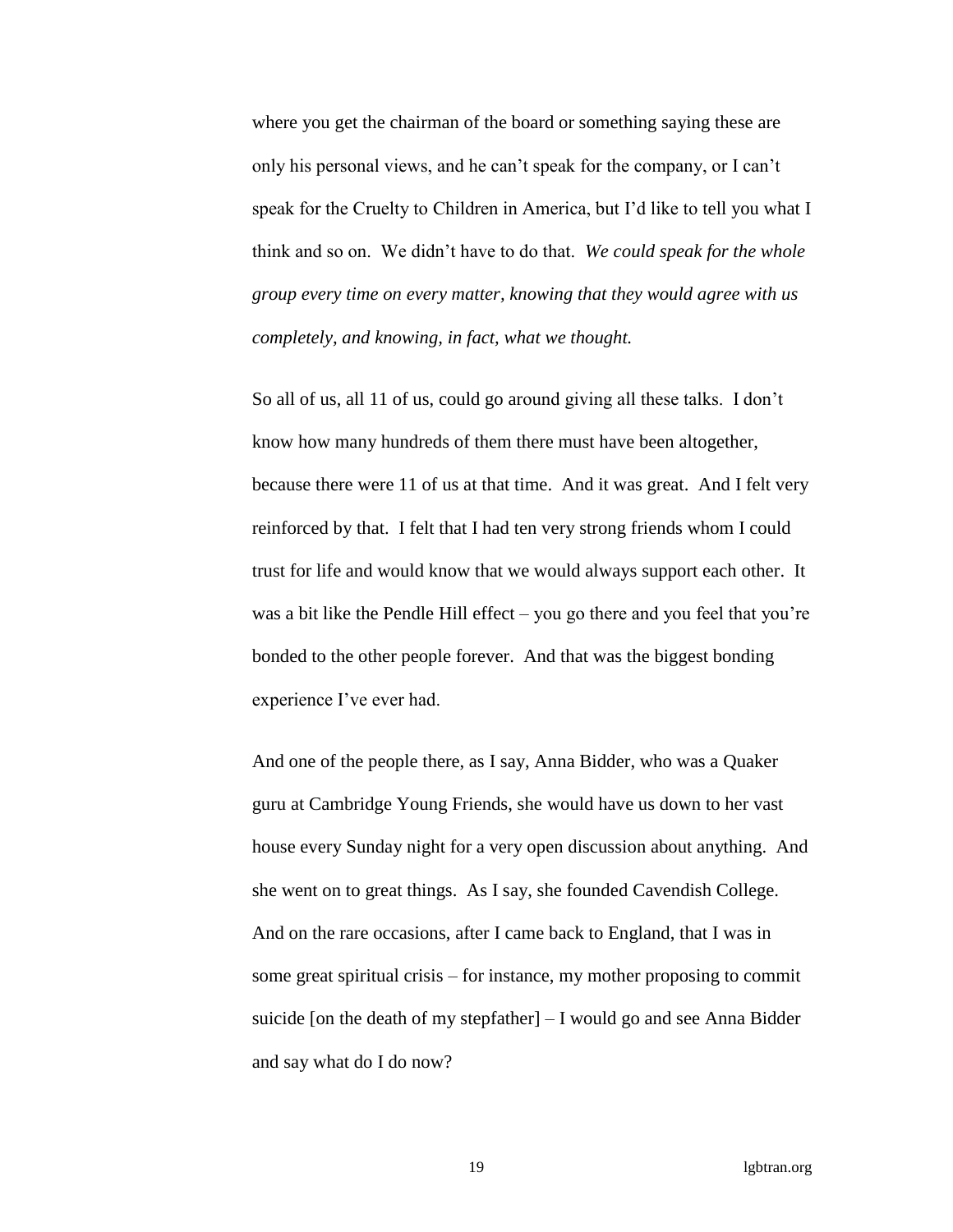where you get the chairman of the board or something saying these are only his personal views, and he can't speak for the company, or I can't speak for the Cruelty to Children in America, but I'd like to tell you what I think and so on. We didn't have to do that. *We could speak for the whole group every time on every matter, knowing that they would agree with us completely, and knowing, in fact, what we thought.*

So all of us, all 11 of us, could go around giving all these talks. I don't know how many hundreds of them there must have been altogether, because there were 11 of us at that time. And it was great. And I felt very reinforced by that. I felt that I had ten very strong friends whom I could trust for life and would know that we would always support each other. It was a bit like the Pendle Hill effect – you go there and you feel that you're bonded to the other people forever. And that was the biggest bonding experience I've ever had.

And one of the people there, as I say, Anna Bidder, who was a Quaker guru at Cambridge Young Friends, she would have us down to her vast house every Sunday night for a very open discussion about anything. And she went on to great things. As I say, she founded Cavendish College. And on the rare occasions, after I came back to England, that I was in some great spiritual crisis – for instance, my mother proposing to commit suicide [on the death of my stepfather] – I would go and see Anna Bidder and say what do I do now?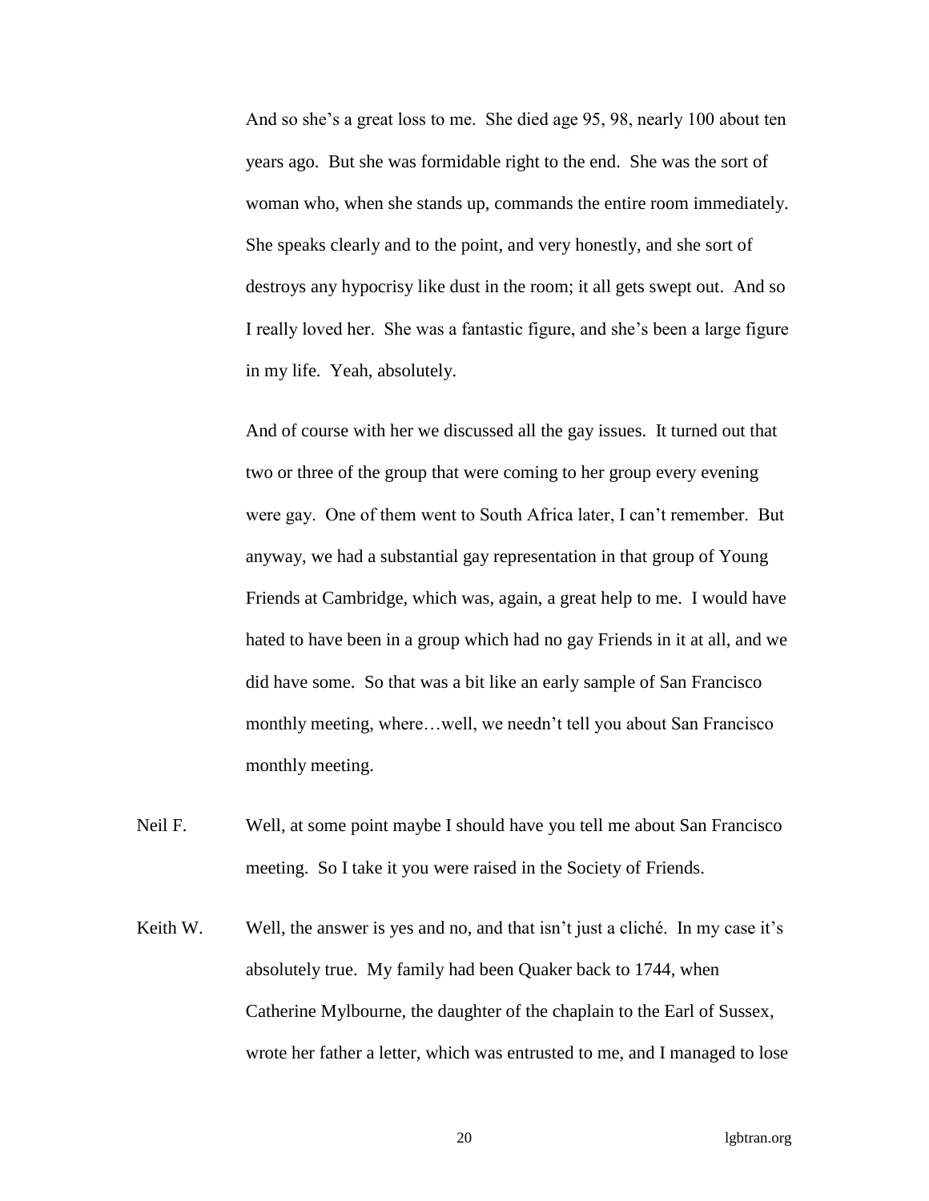And so she's a great loss to me. She died age 95, 98, nearly 100 about ten years ago. But she was formidable right to the end. She was the sort of woman who, when she stands up, commands the entire room immediately. She speaks clearly and to the point, and very honestly, and she sort of destroys any hypocrisy like dust in the room; it all gets swept out. And so I really loved her. She was a fantastic figure, and she's been a large figure in my life. Yeah, absolutely.

And of course with her we discussed all the gay issues. It turned out that two or three of the group that were coming to her group every evening were gay. One of them went to South Africa later, I can't remember. But anyway, we had a substantial gay representation in that group of Young Friends at Cambridge, which was, again, a great help to me. I would have hated to have been in a group which had no gay Friends in it at all, and we did have some. So that was a bit like an early sample of San Francisco monthly meeting, where…well, we needn't tell you about San Francisco monthly meeting.

Neil F. Well, at some point maybe I should have you tell me about San Francisco meeting. So I take it you were raised in the Society of Friends.

Keith W. Well, the answer is yes and no, and that isn't just a cliché. In my case it's absolutely true. My family had been Quaker back to 1744, when Catherine Mylbourne, the daughter of the chaplain to the Earl of Sussex, wrote her father a letter, which was entrusted to me, and I managed to lose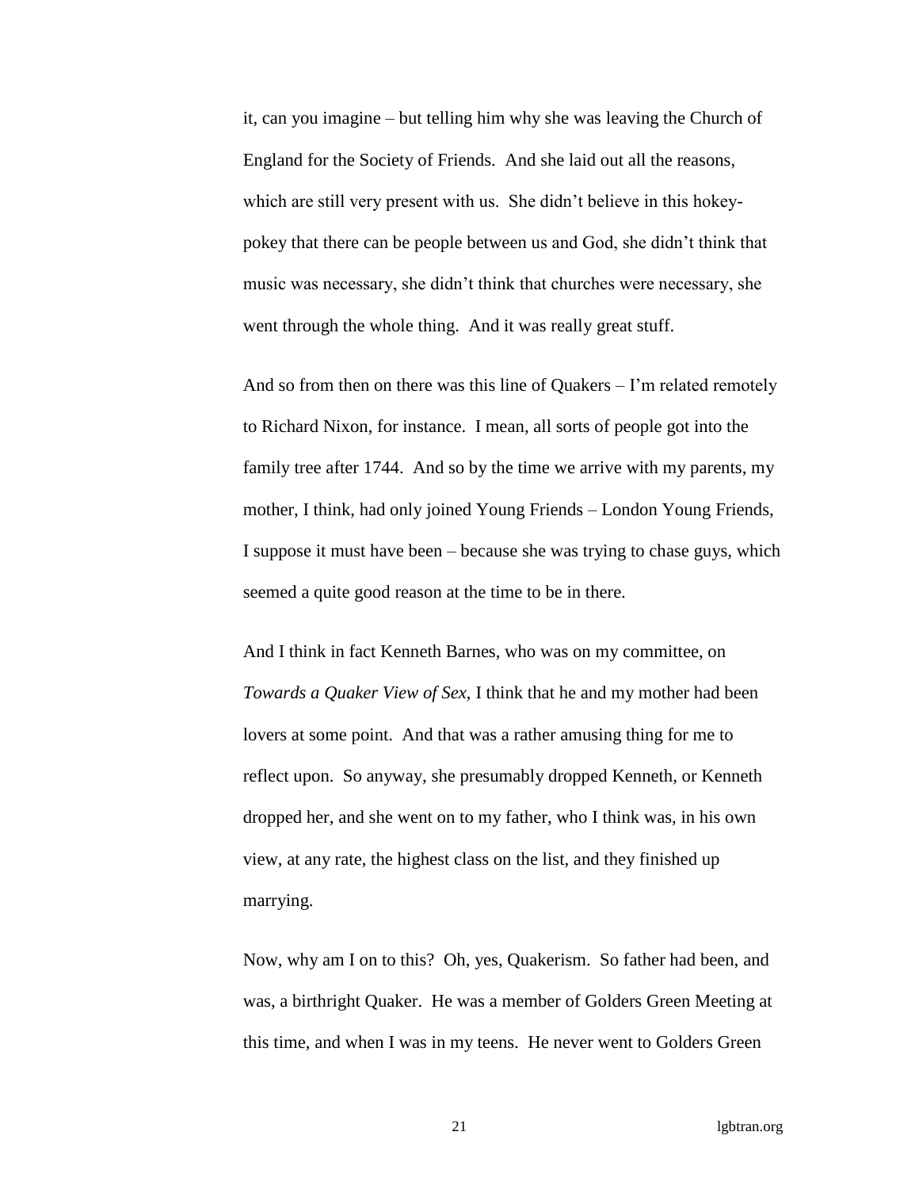it, can you imagine – but telling him why she was leaving the Church of England for the Society of Friends. And she laid out all the reasons, which are still very present with us. She didn't believe in this hokey-pokey that there can be people between us and God, she didn't think that music was necessary, she didn't think that churches were necessary, she went through the whole thing. And it was really great stuff.

And so from then on there was this line of Quakers – I'm related remotely to Richard Nixon, for instance. I mean, all sorts of people got into the family tree after 1744. And so by the time we arrive with my parents, my mother, I think, had only joined Young Friends – London Young Friends, I suppose it must have been – because she was trying to chase guys, which seemed a quite good reason at the time to be in there.

And I think in fact Kenneth Barnes, who was on my committee, on *Towards a Quaker View of Sex*, I think that he and my mother had been lovers at some point. And that was a rather amusing thing for me to reflect upon. So anyway, she presumably dropped Kenneth, or Kenneth dropped her, and she went on to my father, who I think was, in his own view, at any rate, the highest class on the list, and they finished up marrying.

Now, why am I on to this? Oh, yes, Quakerism. So father had been, and was, a birthright Quaker. He was a member of Golders Green Meeting at this time, and when I was in my teens. He never went to Golders Green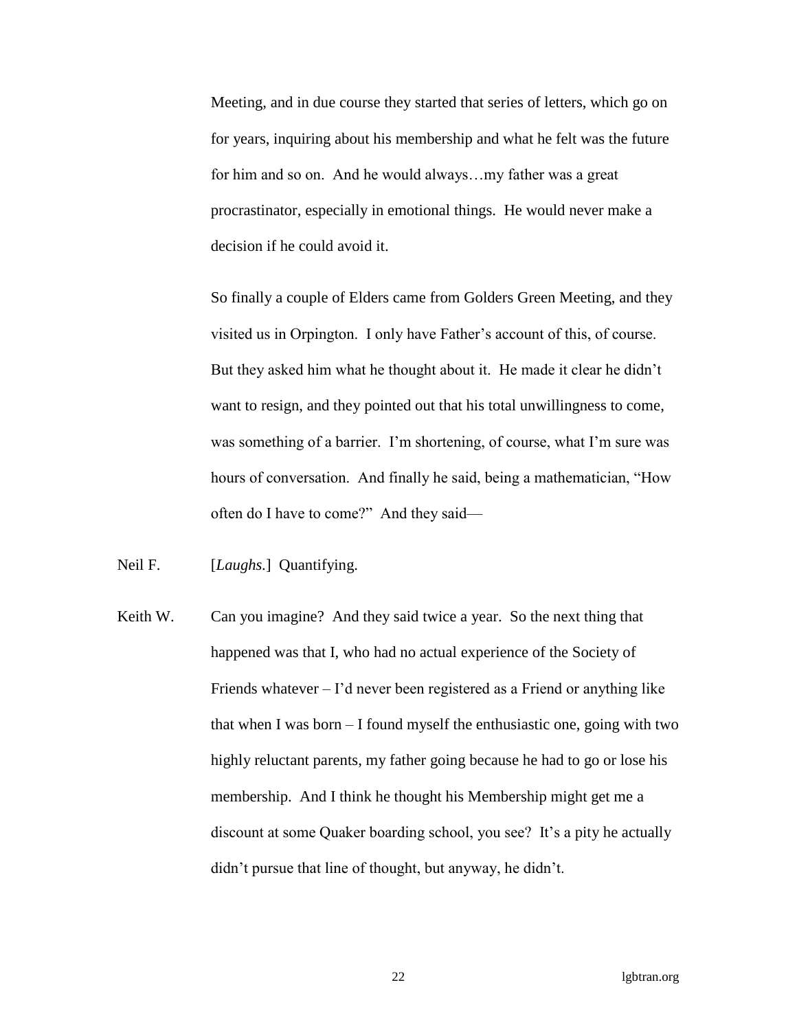Meeting, and in due course they started that series of letters, which go on for years, inquiring about his membership and what he felt was the future for him and so on. And he would always…my father was a great procrastinator, especially in emotional things. He would never make a decision if he could avoid it.

So finally a couple of Elders came from Golders Green Meeting, and they visited us in Orpington. I only have Father's account of this, of course. But they asked him what he thought about it. He made it clear he didn't want to resign, and they pointed out that his total unwillingness to come, was something of a barrier. I'm shortening, of course, what I'm sure was hours of conversation. And finally he said, being a mathematician, "How often do I have to come?" And they said—

Neil F. [*Laughs.*] Quantifying.

Keith W. Can you imagine? And they said twice a year. So the next thing that happened was that I, who had no actual experience of the Society of Friends whatever – I'd never been registered as a Friend or anything like that when I was born – I found myself the enthusiastic one, going with two highly reluctant parents, my father going because he had to go or lose his membership. And I think he thought his Membership might get me a discount at some Quaker boarding school, you see? It's a pity he actually didn't pursue that line of thought, but anyway, he didn't.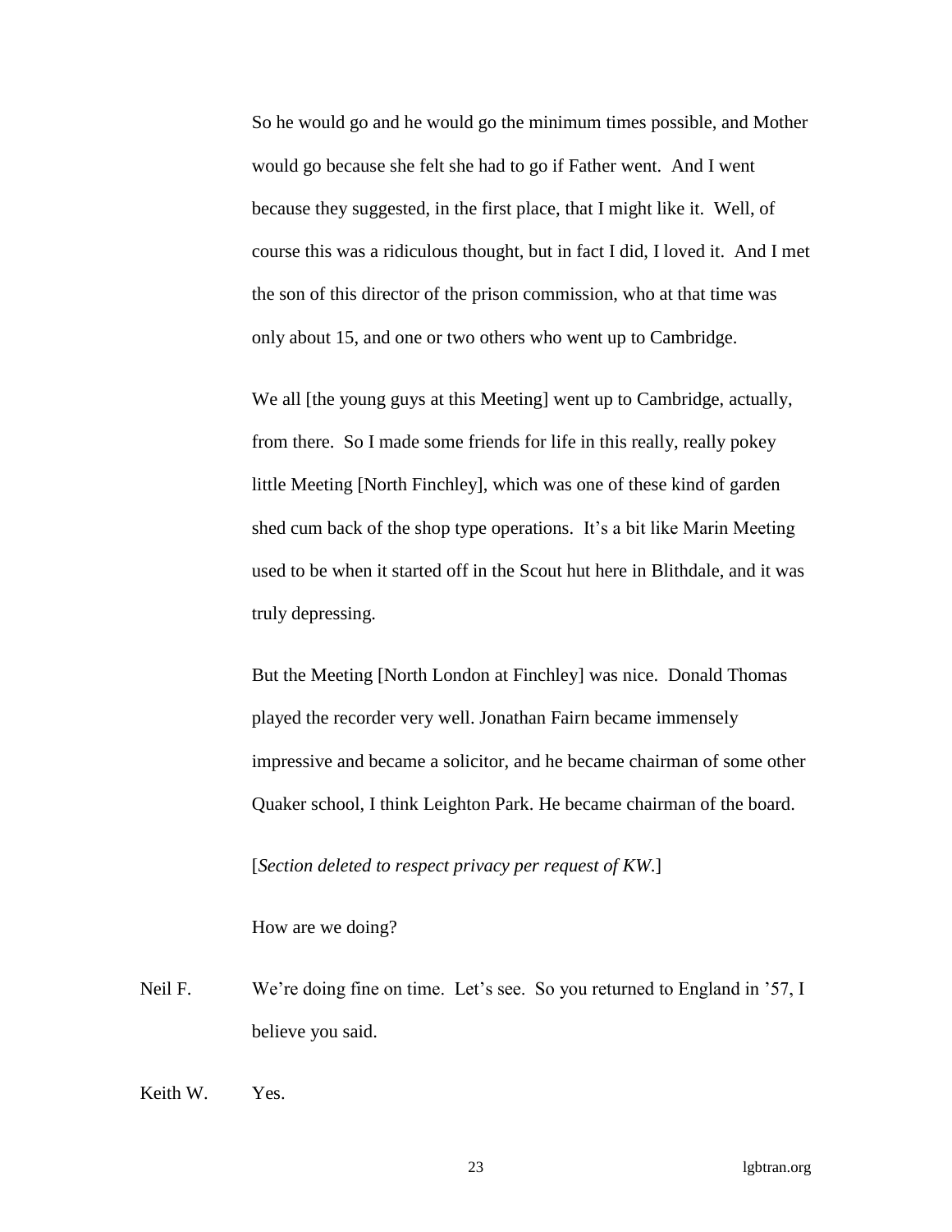So he would go and he would go the minimum times possible, and Mother would go because she felt she had to go if Father went. And I went because they suggested, in the first place, that I might like it. Well, of course this was a ridiculous thought, but in fact I did, I loved it. And I met the son of this director of the prison commission, who at that time was only about 15, and one or two others who went up to Cambridge.

We all [the young guys at this Meeting] went up to Cambridge, actually, from there. So I made some friends for life in this really, really pokey little Meeting [North Finchley], which was one of these kind of garden shed cum back of the shop type operations. It's a bit like Marin Meeting used to be when it started off in the Scout hut here in Blithdale, and it was truly depressing.

But the Meeting [North London at Finchley] was nice. Donald Thomas played the recorder very well. Jonathan Fairn became immensely impressive and became a solicitor, and he became chairman of some other Quaker school, I think Leighton Park. He became chairman of the board.

[*Section deleted to respect privacy per request of KW.*]

How are we doing?

Neil F. We're doing fine on time. Let's see. So you returned to England in '57, I believe you said.

Keith W. Yes.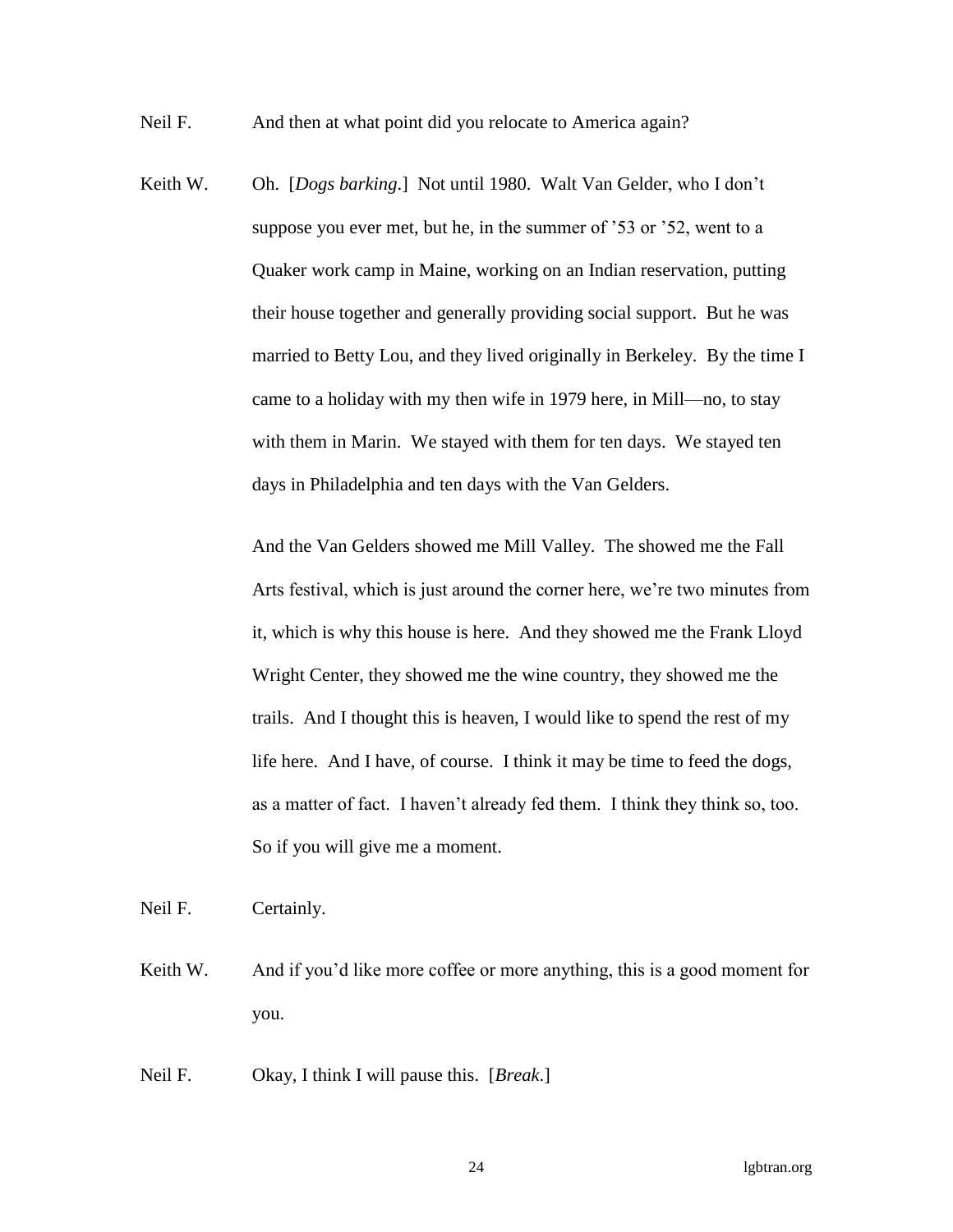Neil F. And then at what point did you relocate to America again?

Keith W. Oh. [*Dogs barking*.] Not until 1980. Walt Van Gelder, who I don't suppose you ever met, but he, in the summer of '53 or '52, went to a Quaker work camp in Maine, working on an Indian reservation, putting their house together and generally providing social support. But he was married to Betty Lou, and they lived originally in Berkeley. By the time I came to a holiday with my then wife in 1979 here, in Mill—no, to stay with them in Marin. We stayed with them for ten days. We stayed ten days in Philadelphia and ten days with the Van Gelders.

And the Van Gelders showed me Mill Valley. The showed me the Fall Arts festival, which is just around the corner here, we're two minutes from it, which is why this house is here. And they showed me the Frank Lloyd Wright Center, they showed me the wine country, they showed me the trails. And I thought this is heaven, I would like to spend the rest of my life here. And I have, of course. I think it may be time to feed the dogs, as a matter of fact. I haven't already fed them. I think they think so, too. So if you will give me a moment.

Neil F. Certainly.

Keith W. And if you'd like more coffee or more anything, this is a good moment for you.

Neil F. Okay, I think I will pause this. [*Break*.]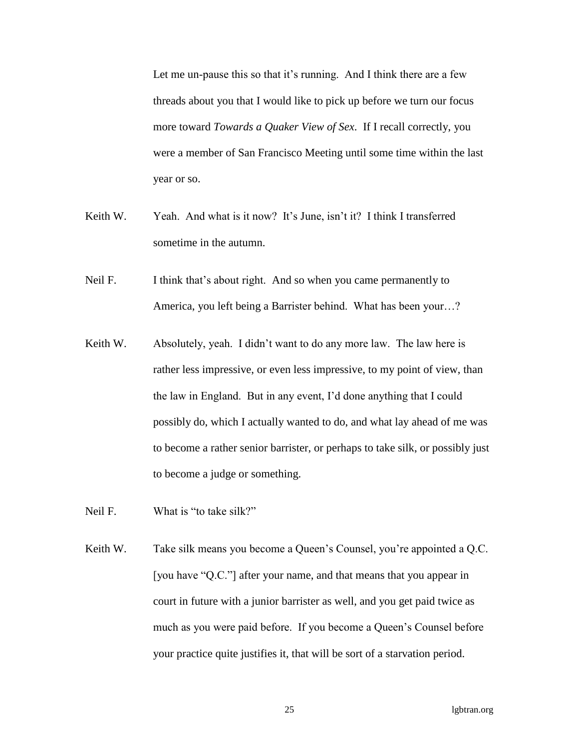Let me un-pause this so that it's running. And I think there are a few threads about you that I would like to pick up before we turn our focus more toward *Towards a Quaker View of Sex*. If I recall correctly, you were a member of San Francisco Meeting until some time within the last year or so.

Keith W. Yeah. And what is it now? It's June, isn't it? I think I transferred sometime in the autumn.

Neil F. I think that's about right. And so when you came permanently to America, you left being a Barrister behind. What has been your…?

Keith W. Absolutely, yeah. I didn't want to do any more law. The law here is rather less impressive, or even less impressive, to my point of view, than the law in England. But in any event, I'd done anything that I could possibly do, which I actually wanted to do, and what lay ahead of me was to become a rather senior barrister, or perhaps to take silk, or possibly just to become a judge or something.

Neil F. What is "to take silk?"

Keith W. Take silk means you become a Queen's Counsel, you're appointed a Q.C. [you have "Q.C."] after your name, and that means that you appear in court in future with a junior barrister as well, and you get paid twice as much as you were paid before. If you become a Queen's Counsel before your practice quite justifies it, that will be sort of a starvation period.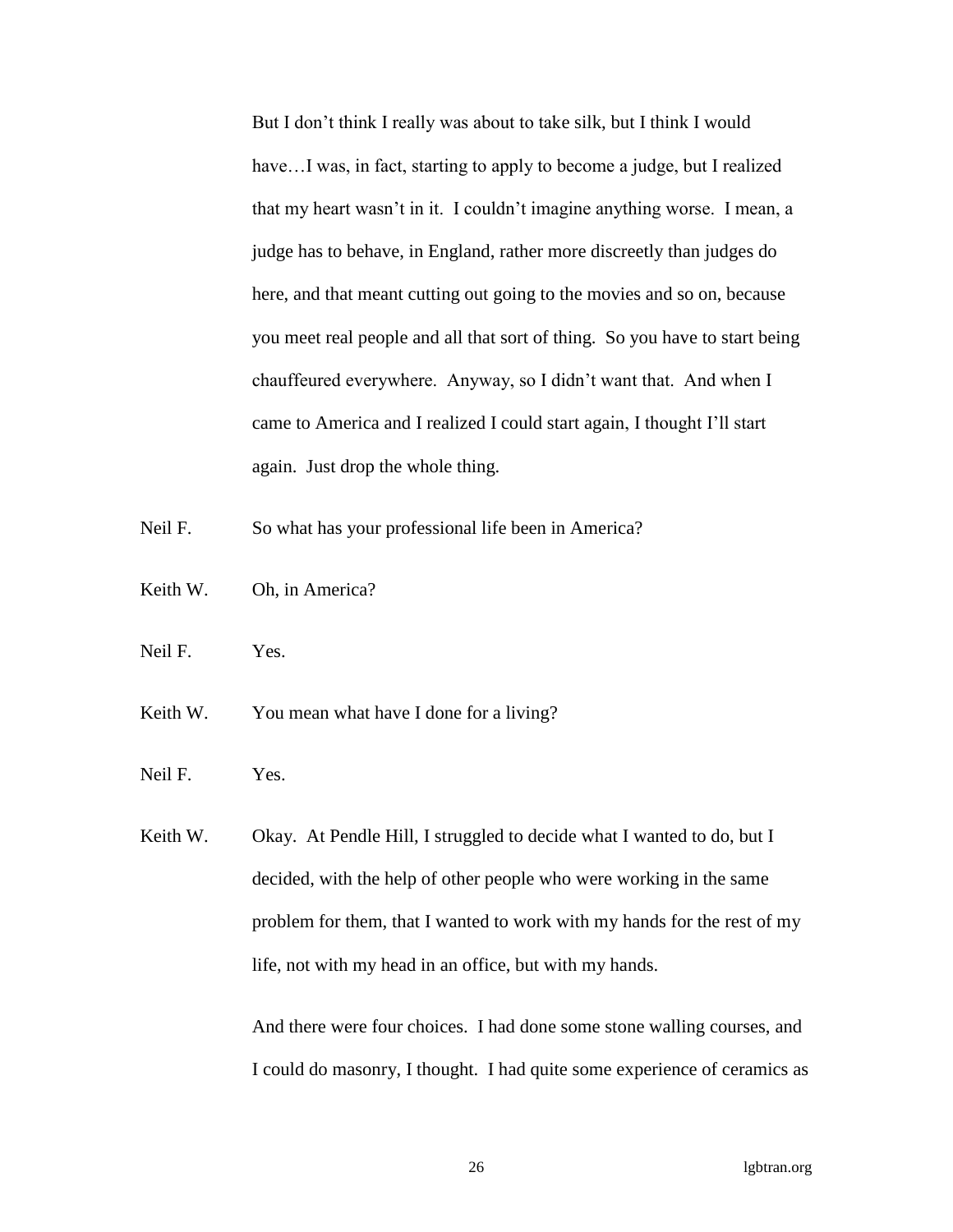But I don't think I really was about to take silk, but I think I would have…I was, in fact, starting to apply to become a judge, but I realized that my heart wasn't in it. I couldn't imagine anything worse. I mean, a judge has to behave, in England, rather more discreetly than judges do here, and that meant cutting out going to the movies and so on, because you meet real people and all that sort of thing. So you have to start being chauffeured everywhere. Anyway, so I didn't want that. And when I came to America and I realized I could start again, I thought I'll start again. Just drop the whole thing.

Neil F. So what has your professional life been in America?

Keith W. Oh, in America?

Neil F. Yes.

Keith W. You mean what have I done for a living?

Neil F. Yes.

Keith W. Okay. At Pendle Hill, I struggled to decide what I wanted to do, but I decided, with the help of other people who were working in the same problem for them, that I wanted to work with my hands for the rest of my life, not with my head in an office, but with my hands.

And there were four choices. I had done some stone walling courses, and I could do masonry, I thought. I had quite some experience of ceramics as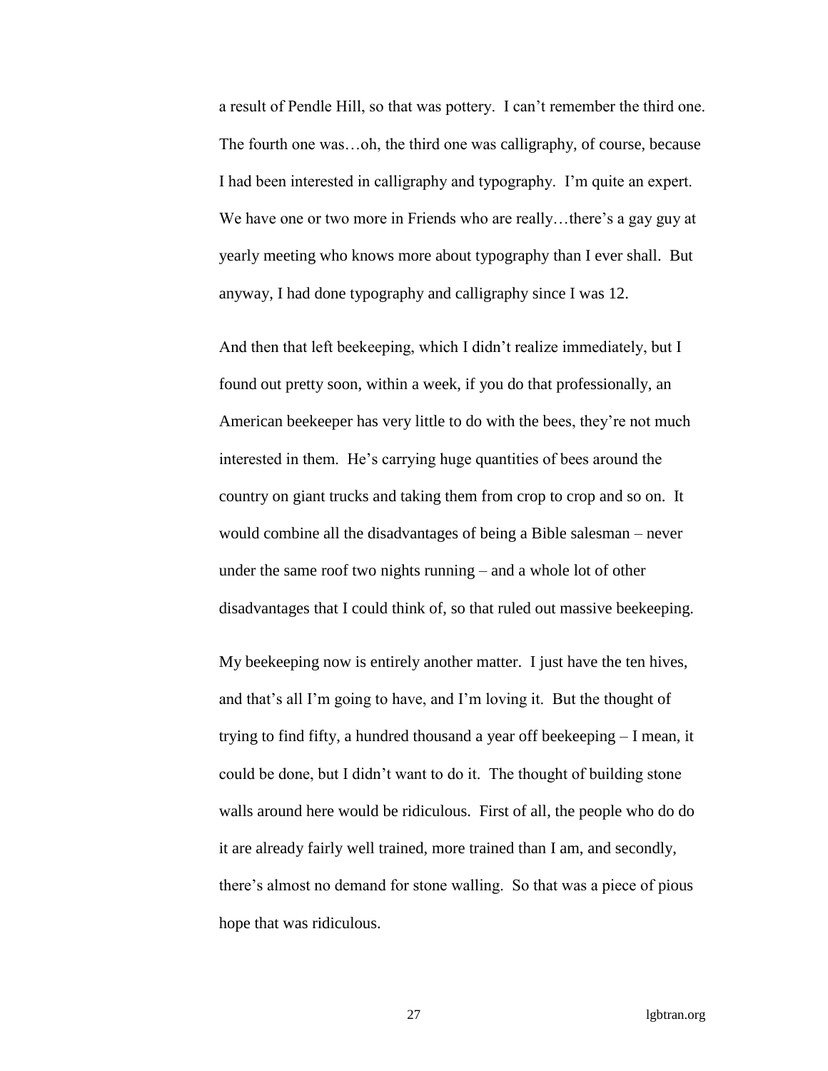a result of Pendle Hill, so that was pottery. I can't remember the third one. The fourth one was…oh, the third one was calligraphy, of course, because I had been interested in calligraphy and typography. I'm quite an expert. We have one or two more in Friends who are really…there's a gay guy at yearly meeting who knows more about typography than I ever shall. But anyway, I had done typography and calligraphy since I was 12.

And then that left beekeeping, which I didn't realize immediately, but I found out pretty soon, within a week, if you do that professionally, an American beekeeper has very little to do with the bees, they're not much interested in them. He's carrying huge quantities of bees around the country on giant trucks and taking them from crop to crop and so on. It would combine all the disadvantages of being a Bible salesman – never under the same roof two nights running – and a whole lot of other disadvantages that I could think of, so that ruled out massive beekeeping.

My beekeeping now is entirely another matter. I just have the ten hives, and that's all I'm going to have, and I'm loving it. But the thought of trying to find fifty, a hundred thousand a year off beekeeping – I mean, it could be done, but I didn't want to do it. The thought of building stone walls around here would be ridiculous. First of all, the people who do do it are already fairly well trained, more trained than I am, and secondly, there's almost no demand for stone walling. So that was a piece of pious hope that was ridiculous.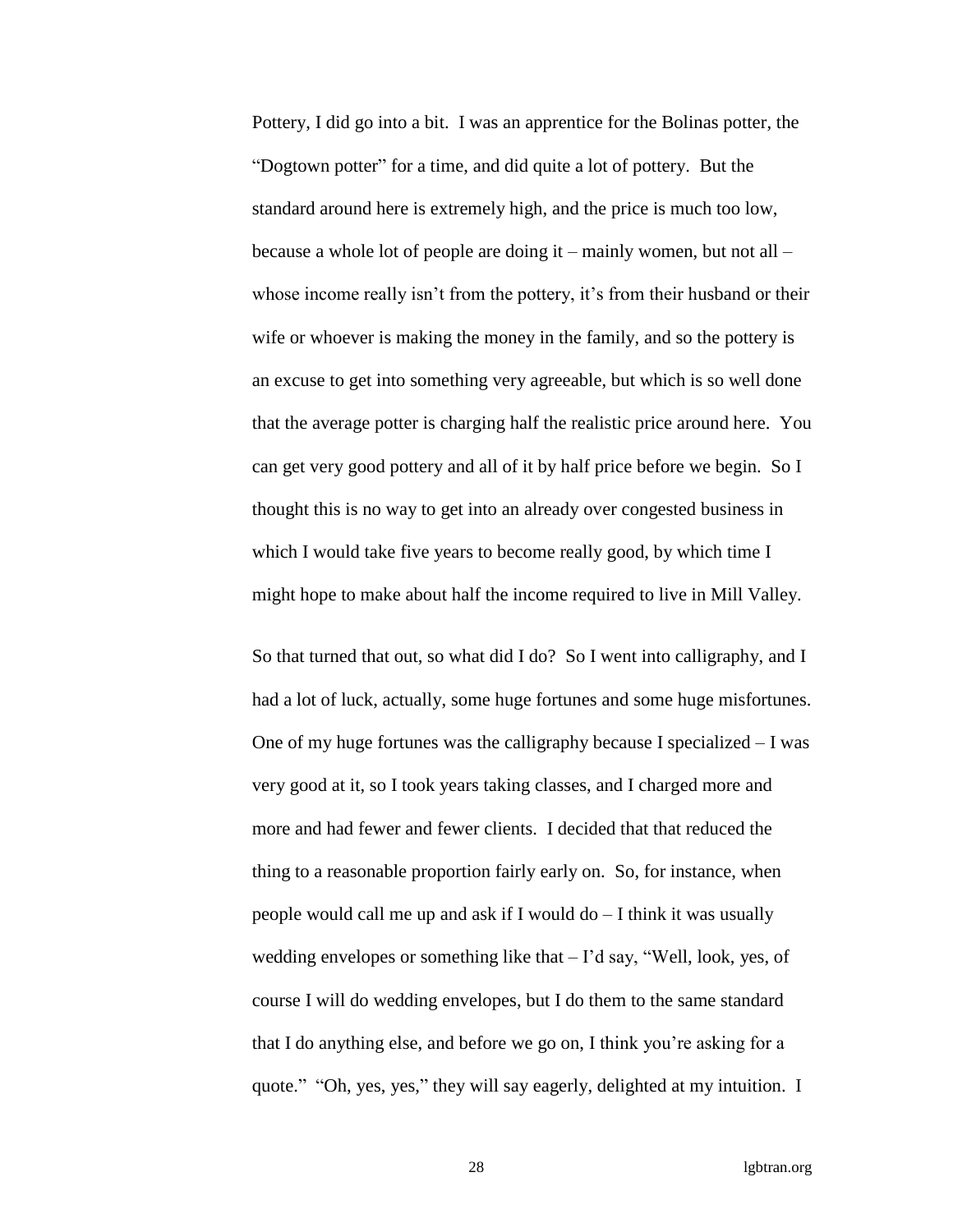Pottery, I did go into a bit. I was an apprentice for the Bolinas potter, the "Dogtown potter" for a time, and did quite a lot of pottery. But the standard around here is extremely high, and the price is much too low, because a whole lot of people are doing it – mainly women, but not all – whose income really isn't from the pottery, it's from their husband or their wife or whoever is making the money in the family, and so the pottery is an excuse to get into something very agreeable, but which is so well done that the average potter is charging half the realistic price around here. You can get very good pottery and all of it by half price before we begin. So I thought this is no way to get into an already over congested business in which I would take five years to become really good, by which time I might hope to make about half the income required to live in Mill Valley.

So that turned that out, so what did I do? So I went into calligraphy, and I had a lot of luck, actually, some huge fortunes and some huge misfortunes. One of my huge fortunes was the calligraphy because I specialized – I was very good at it, so I took years taking classes, and I charged more and more and had fewer and fewer clients. I decided that that reduced the thing to a reasonable proportion fairly early on. So, for instance, when people would call me up and ask if I would do – I think it was usually wedding envelopes or something like that – I'd say, "Well, look, yes, of course I will do wedding envelopes, but I do them to the same standard that I do anything else, and before we go on, I think you're asking for a quote." "Oh, yes, yes," they will say eagerly, delighted at my intuition. I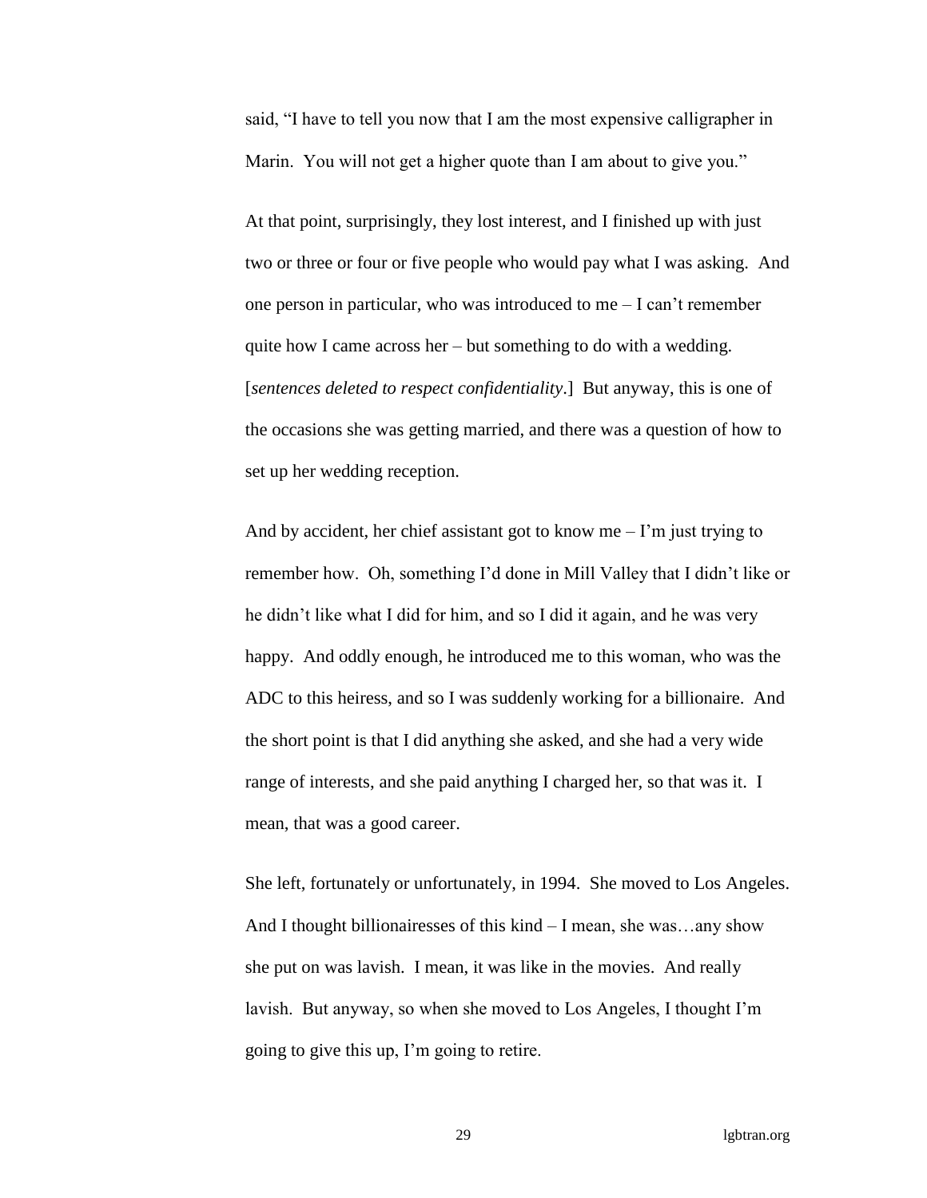said, "I have to tell you now that I am the most expensive calligrapher in Marin. You will not get a higher quote than I am about to give you."

At that point, surprisingly, they lost interest, and I finished up with just two or three or four or five people who would pay what I was asking. And one person in particular, who was introduced to me – I can't remember quite how I came across her – but something to do with a wedding. [*sentences deleted to respect confidentiality*.] But anyway, this is one of the occasions she was getting married, and there was a question of how to set up her wedding reception.

And by accident, her chief assistant got to know me – I'm just trying to remember how. Oh, something I'd done in Mill Valley that I didn't like or he didn't like what I did for him, and so I did it again, and he was very happy. And oddly enough, he introduced me to this woman, who was the ADC to this heiress, and so I was suddenly working for a billionaire. And the short point is that I did anything she asked, and she had a very wide range of interests, and she paid anything I charged her, so that was it. I mean, that was a good career.

She left, fortunately or unfortunately, in 1994. She moved to Los Angeles. And I thought billionairesses of this kind – I mean, she was…any show she put on was lavish. I mean, it was like in the movies. And really lavish. But anyway, so when she moved to Los Angeles, I thought I'm going to give this up, I'm going to retire.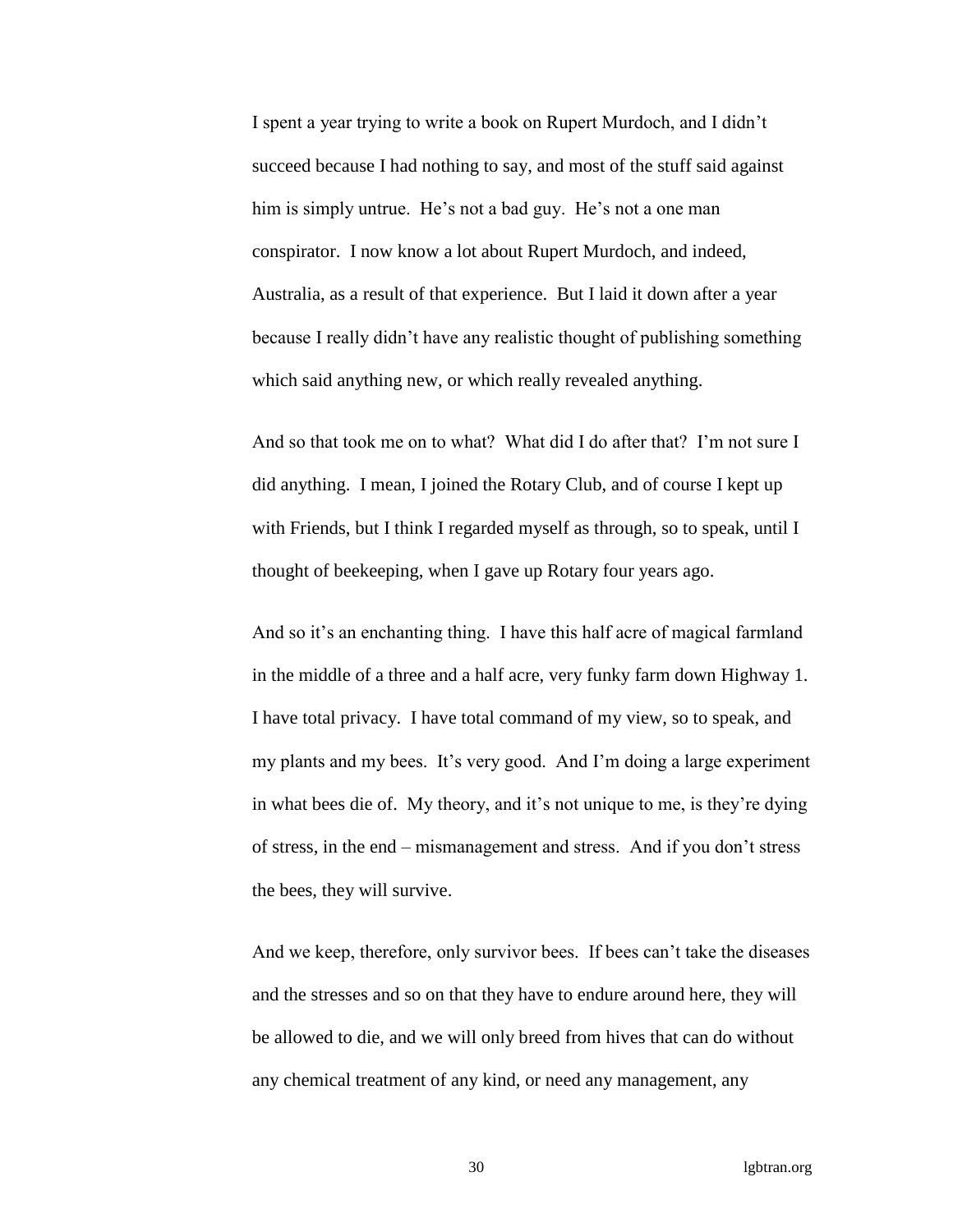I spent a year trying to write a book on Rupert Murdoch, and I didn't succeed because I had nothing to say, and most of the stuff said against him is simply untrue. He's not a bad guy. He's not a one man conspirator. I now know a lot about Rupert Murdoch, and indeed, Australia, as a result of that experience. But I laid it down after a year because I really didn't have any realistic thought of publishing something which said anything new, or which really revealed anything.

And so that took me on to what? What did I do after that? I'm not sure I did anything. I mean, I joined the Rotary Club, and of course I kept up with Friends, but I think I regarded myself as through, so to speak, until I thought of beekeeping, when I gave up Rotary four years ago.

And so it's an enchanting thing. I have this half acre of magical farmland in the middle of a three and a half acre, very funky farm down Highway 1. I have total privacy. I have total command of my view, so to speak, and my plants and my bees. It's very good. And I'm doing a large experiment in what bees die of. My theory, and it's not unique to me, is they're dying of stress, in the end – mismanagement and stress. And if you don't stress the bees, they will survive.

And we keep, therefore, only survivor bees. If bees can't take the diseases and the stresses and so on that they have to endure around here, they will be allowed to die, and we will only breed from hives that can do without any chemical treatment of any kind, or need any management, any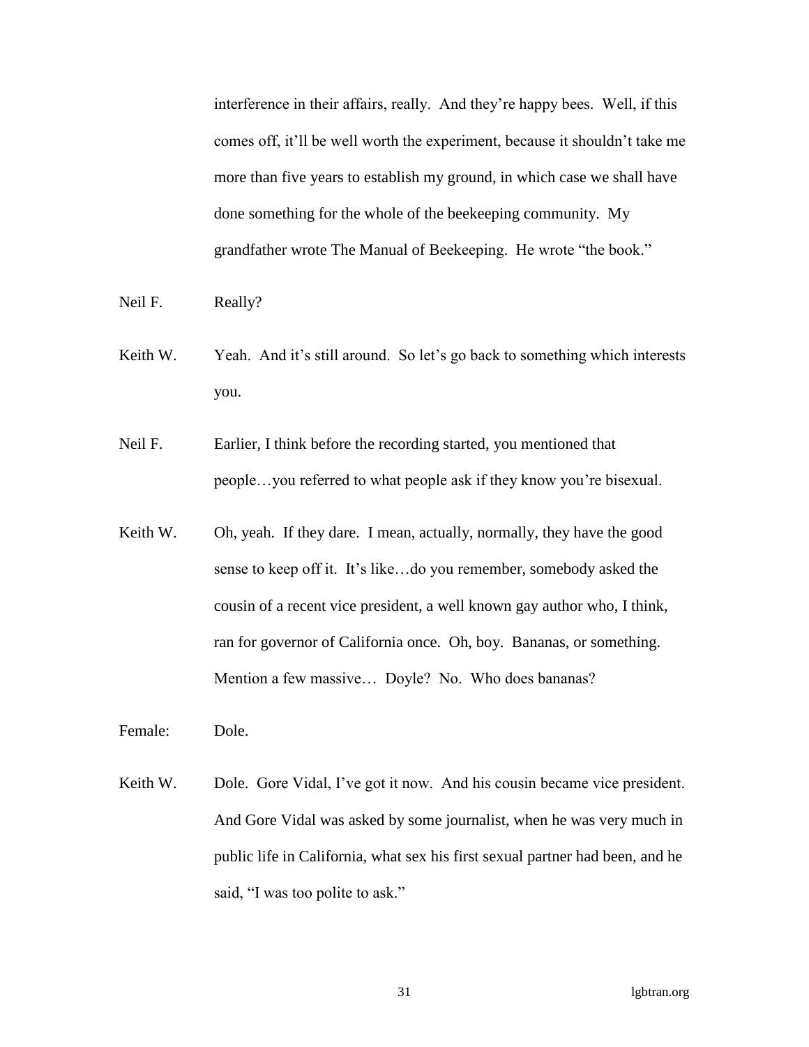interference in their affairs, really. And they're happy bees. Well, if this comes off, it'll be well worth the experiment, because it shouldn't take me more than five years to establish my ground, in which case we shall have done something for the whole of the beekeeping community. My grandfather wrote The Manual of Beekeeping. He wrote "the book."

Neil F. Really?

Keith W. Yeah. And it's still around. So let's go back to something which interests you.

Neil F. Earlier, I think before the recording started, you mentioned that people…you referred to what people ask if they know you're bisexual.

Keith W. Oh, yeah. If they dare. I mean, actually, normally, they have the good sense to keep off it. It's like…do you remember, somebody asked the cousin of a recent vice president, a well known gay author who, I think, ran for governor of California once. Oh, boy. Bananas, or something. Mention a few massive… Doyle? No. Who does bananas?

Female: Dole.

Keith W. Dole. Gore Vidal, I've got it now. And his cousin became vice president. And Gore Vidal was asked by some journalist, when he was very much in public life in California, what sex his first sexual partner had been, and he said, "I was too polite to ask."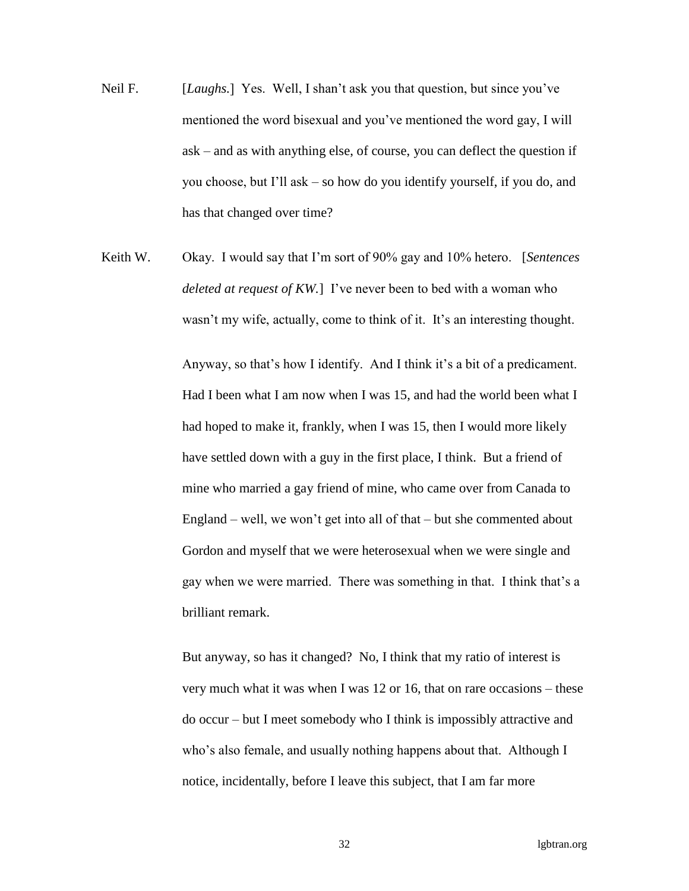Neil F. [*Laughs.*] Yes. Well, I shan't ask you that question, but since you've mentioned the word bisexual and you've mentioned the word gay, I will ask – and as with anything else, of course, you can deflect the question if you choose, but I'll ask – so how do you identify yourself, if you do, and has that changed over time?

Keith W. Okay. I would say that I'm sort of 90% gay and 10% hetero. [*Sentences deleted at request of KW.*] I've never been to bed with a woman who wasn't my wife, actually, come to think of it. It's an interesting thought.

Anyway, so that's how I identify. And I think it's a bit of a predicament. Had I been what I am now when I was 15, and had the world been what I had hoped to make it, frankly, when I was 15, then I would more likely have settled down with a guy in the first place, I think. But a friend of mine who married a gay friend of mine, who came over from Canada to England – well, we won't get into all of that – but she commented about Gordon and myself that we were heterosexual when we were single and gay when we were married. There was something in that. I think that's a brilliant remark.

But anyway, so has it changed? No, I think that my ratio of interest is very much what it was when I was 12 or 16, that on rare occasions – these do occur – but I meet somebody who I think is impossibly attractive and who's also female, and usually nothing happens about that. Although I notice, incidentally, before I leave this subject, that I am far more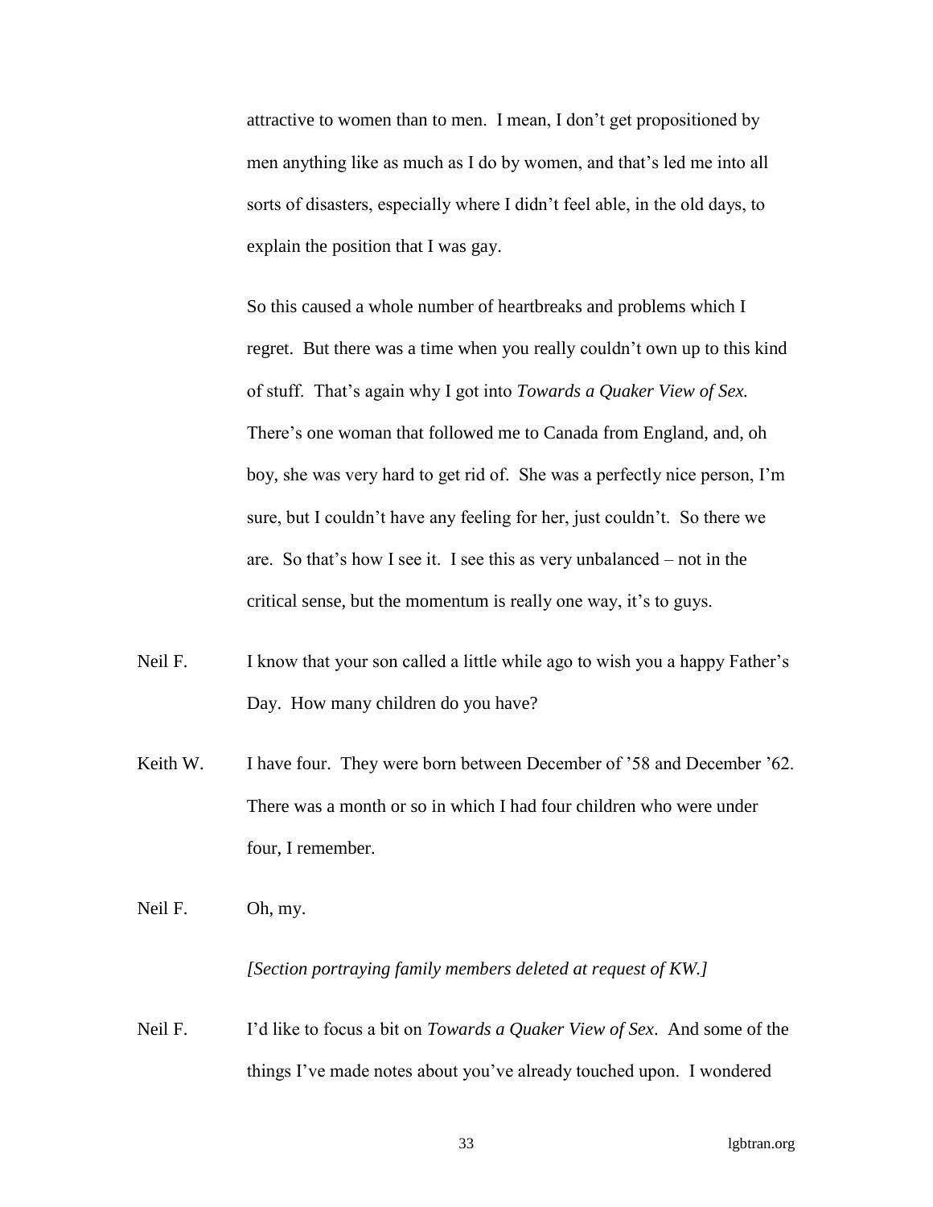attractive to women than to men. I mean, I don't get propositioned by men anything like as much as I do by women, and that's led me into all sorts of disasters, especially where I didn't feel able, in the old days, to explain the position that I was gay.

So this caused a whole number of heartbreaks and problems which I regret. But there was a time when you really couldn't own up to this kind of stuff. That's again why I got into *Towards a Quaker View of Sex.* There's one woman that followed me to Canada from England, and, oh boy, she was very hard to get rid of. She was a perfectly nice person, I'm sure, but I couldn't have any feeling for her, just couldn't. So there we are. So that's how I see it. I see this as very unbalanced – not in the critical sense, but the momentum is really one way, it's to guys.

Neil F. I know that your son called a little while ago to wish you a happy Father's Day. How many children do you have?

Keith W. I have four. They were born between December of '58 and December '62. There was a month or so in which I had four children who were under four, I remember.

Neil F. Oh, my.

*[Section portraying family members deleted at request of KW.]*

Neil F. I'd like to focus a bit on *Towards a Quaker View of Sex*. And some of the things I've made notes about you've already touched upon. I wondered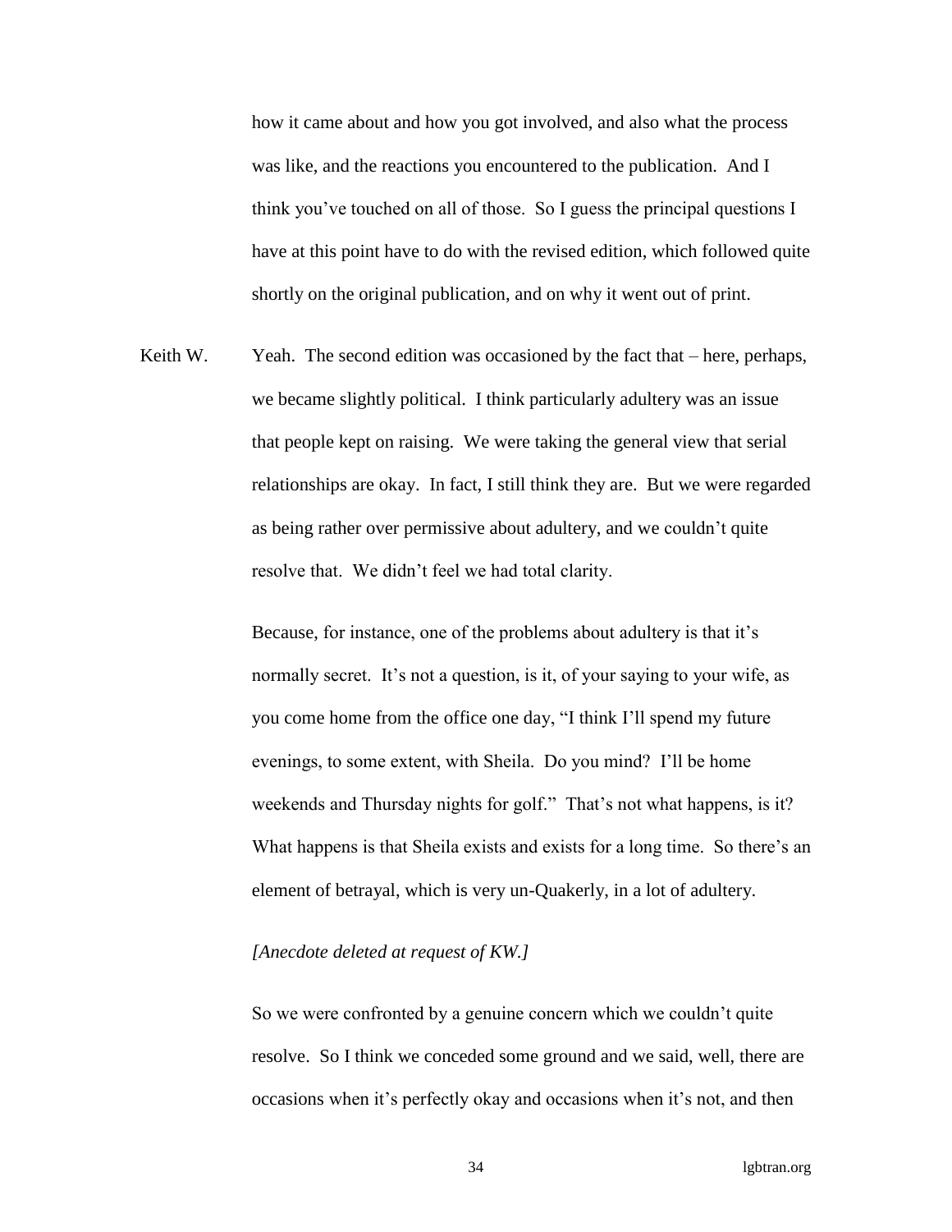how it came about and how you got involved, and also what the process was like, and the reactions you encountered to the publication. And I think you've touched on all of those. So I guess the principal questions I have at this point have to do with the revised edition, which followed quite shortly on the original publication, and on why it went out of print.

Keith W. Yeah. The second edition was occasioned by the fact that – here, perhaps, we became slightly political. I think particularly adultery was an issue that people kept on raising. We were taking the general view that serial relationships are okay. In fact, I still think they are. But we were regarded as being rather over permissive about adultery, and we couldn't quite resolve that. We didn't feel we had total clarity.

Because, for instance, one of the problems about adultery is that it's normally secret. It's not a question, is it, of your saying to your wife, as you come home from the office one day, "I think I'll spend my future evenings, to some extent, with Sheila. Do you mind? I'll be home weekends and Thursday nights for golf." That's not what happens, is it? What happens is that Sheila exists and exists for a long time. So there's an element of betrayal, which is very un-Quakerly, in a lot of adultery.

*[Anecdote deleted at request of KW.]*

So we were confronted by a genuine concern which we couldn't quite resolve. So I think we conceded some ground and we said, well, there are occasions when it's perfectly okay and occasions when it's not, and then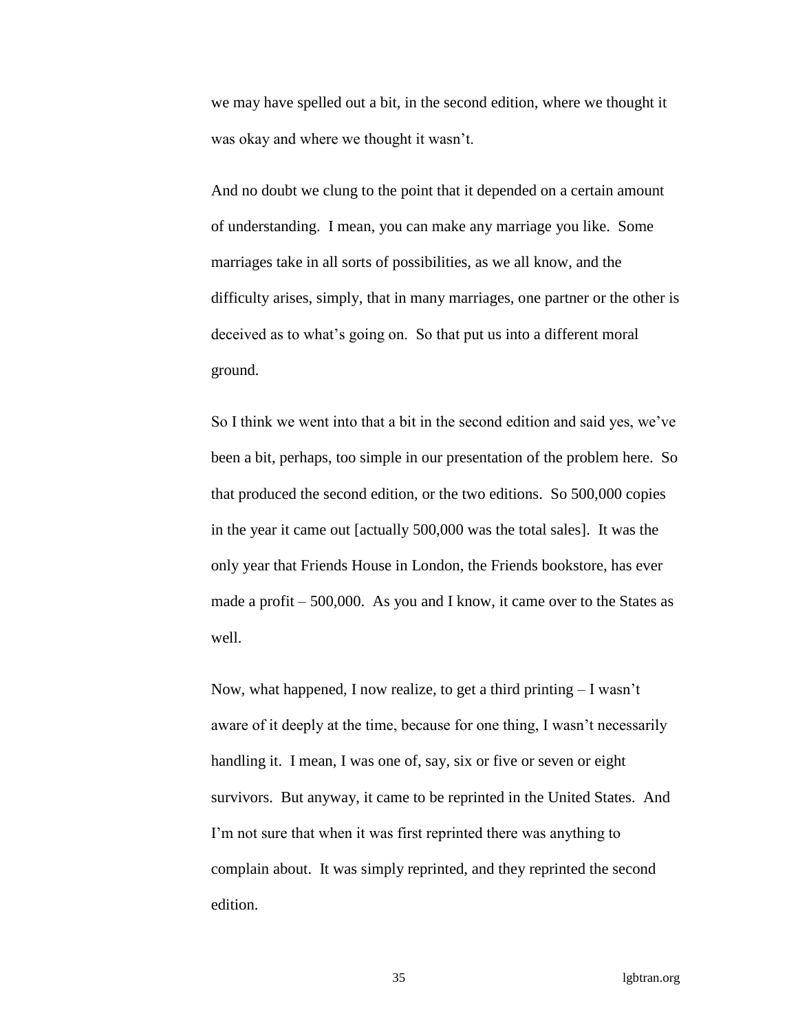we may have spelled out a bit, in the second edition, where we thought it was okay and where we thought it wasn't.

And no doubt we clung to the point that it depended on a certain amount of understanding. I mean, you can make any marriage you like. Some marriages take in all sorts of possibilities, as we all know, and the difficulty arises, simply, that in many marriages, one partner or the other is deceived as to what's going on. So that put us into a different moral ground.

So I think we went into that a bit in the second edition and said yes, we've been a bit, perhaps, too simple in our presentation of the problem here. So that produced the second edition, or the two editions. So 500,000 copies in the year it came out [actually 500,000 was the total sales]. It was the only year that Friends House in London, the Friends bookstore, has ever made a profit – 500,000. As you and I know, it came over to the States as well.

Now, what happened, I now realize, to get a third printing – I wasn't aware of it deeply at the time, because for one thing, I wasn't necessarily handling it. I mean, I was one of, say, six or five or seven or eight survivors. But anyway, it came to be reprinted in the United States. And I'm not sure that when it was first reprinted there was anything to complain about. It was simply reprinted, and they reprinted the second edition.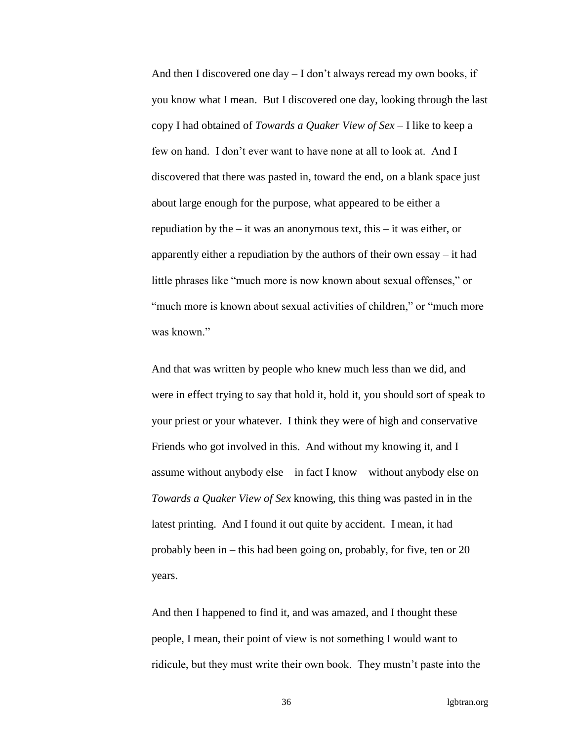And then I discovered one day – I don't always reread my own books, if you know what I mean. But I discovered one day, looking through the last copy I had obtained of *Towards a Quaker View of Sex* – I like to keep a few on hand. I don't ever want to have none at all to look at. And I discovered that there was pasted in, toward the end, on a blank space just about large enough for the purpose, what appeared to be either a repudiation by the – it was an anonymous text, this – it was either, or apparently either a repudiation by the authors of their own essay – it had little phrases like "much more is now known about sexual offenses," or "much more is known about sexual activities of children," or "much more was known."

And that was written by people who knew much less than we did, and were in effect trying to say that hold it, hold it, you should sort of speak to your priest or your whatever. I think they were of high and conservative Friends who got involved in this. And without my knowing it, and I assume without anybody else – in fact I know – without anybody else on *Towards a Quaker View of Sex* knowing, this thing was pasted in in the latest printing. And I found it out quite by accident. I mean, it had probably been in – this had been going on, probably, for five, ten or 20 years.

And then I happened to find it, and was amazed, and I thought these people, I mean, their point of view is not something I would want to ridicule, but they must write their own book. They mustn't paste into the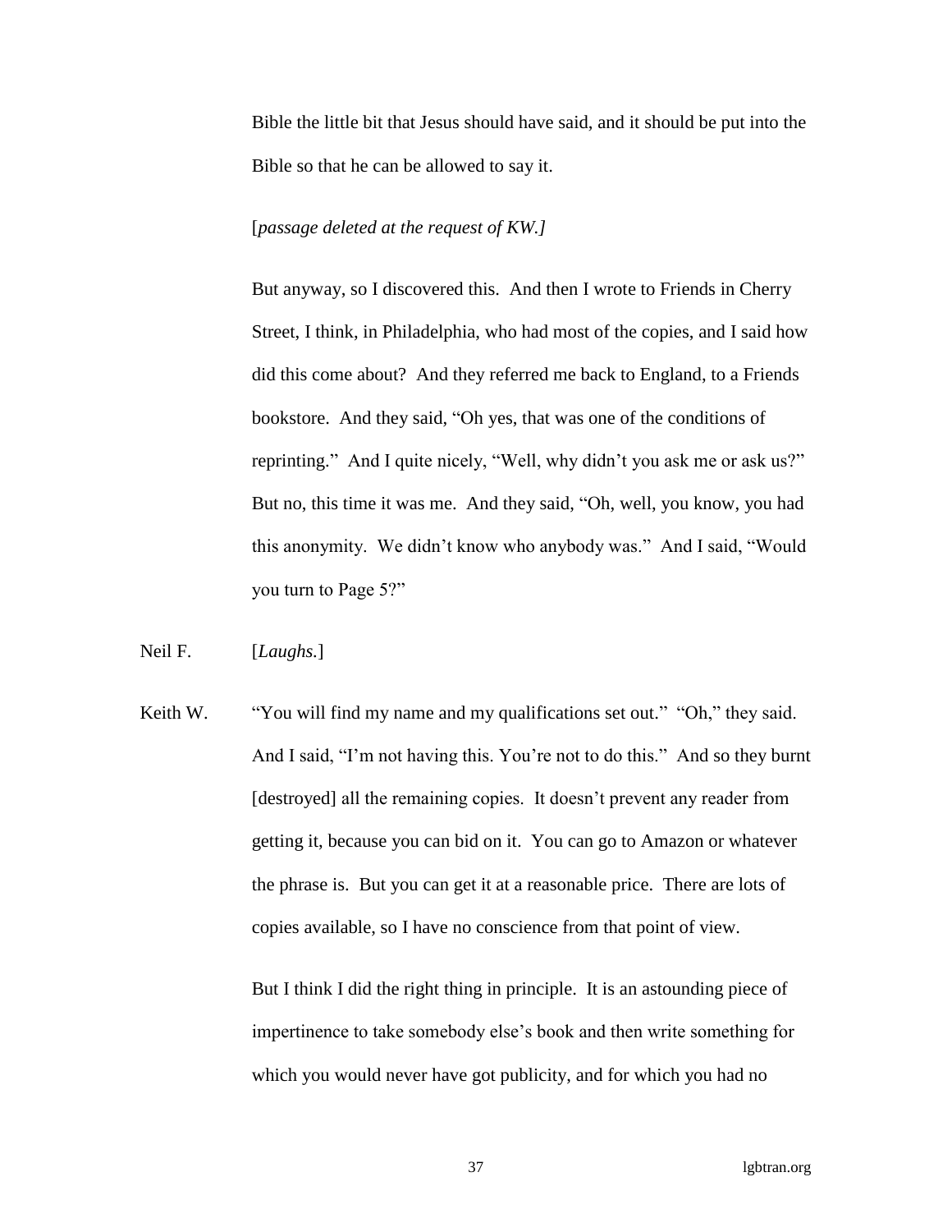Bible the little bit that Jesus should have said, and it should be put into the Bible so that he can be allowed to say it.

[*passage deleted at the request of KW.]*

But anyway, so I discovered this. And then I wrote to Friends in Cherry Street, I think, in Philadelphia, who had most of the copies, and I said how did this come about? And they referred me back to England, to a Friends bookstore. And they said, "Oh yes, that was one of the conditions of reprinting." And I quite nicely, "Well, why didn't you ask me or ask us?" But no, this time it was me. And they said, "Oh, well, you know, you had this anonymity. We didn't know who anybody was." And I said, "Would you turn to Page 5?"

Neil F. [*Laughs.*]

Keith W. "You will find my name and my qualifications set out." "Oh," they said. And I said, "I'm not having this. You're not to do this." And so they burnt [destroyed] all the remaining copies. It doesn't prevent any reader from getting it, because you can bid on it. You can go to Amazon or whatever the phrase is. But you can get it at a reasonable price. There are lots of copies available, so I have no conscience from that point of view.

But I think I did the right thing in principle. It is an astounding piece of impertinence to take somebody else's book and then write something for which you would never have got publicity, and for which you had no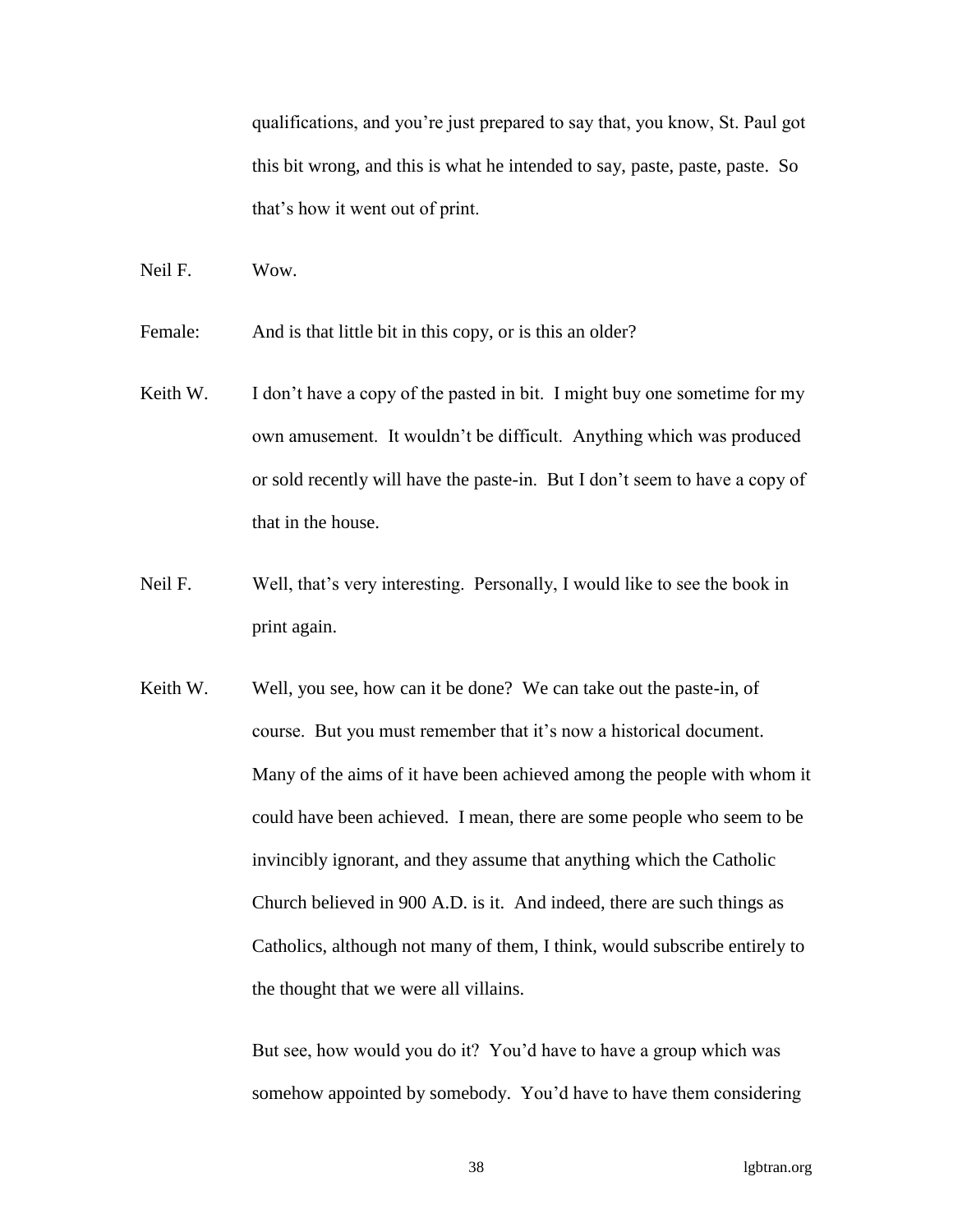qualifications, and you're just prepared to say that, you know, St. Paul got this bit wrong, and this is what he intended to say, paste, paste, paste. So that's how it went out of print.

Neil F. Wow.

Female: And is that little bit in this copy, or is this an older?

Keith W. I don't have a copy of the pasted in bit. I might buy one sometime for my own amusement. It wouldn't be difficult. Anything which was produced or sold recently will have the paste-in. But I don't seem to have a copy of that in the house.

Neil F. Well, that's very interesting. Personally, I would like to see the book in print again.

Keith W. Well, you see, how can it be done? We can take out the paste-in, of course. But you must remember that it's now a historical document. Many of the aims of it have been achieved among the people with whom it could have been achieved. I mean, there are some people who seem to be invincibly ignorant, and they assume that anything which the Catholic Church believed in 900 A.D. is it. And indeed, there are such things as Catholics, although not many of them, I think, would subscribe entirely to the thought that we were all villains.

But see, how would you do it? You'd have to have a group which was somehow appointed by somebody. You'd have to have them considering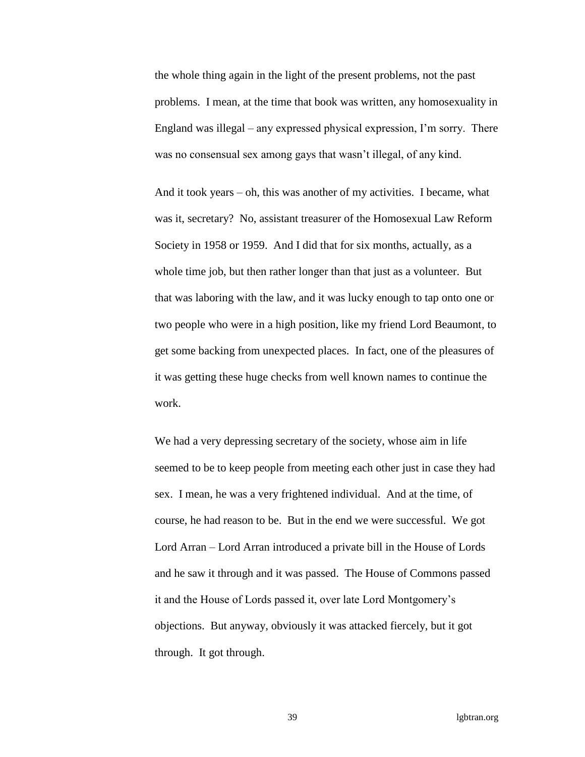the whole thing again in the light of the present problems, not the past problems. I mean, at the time that book was written, any homosexuality in England was illegal – any expressed physical expression, I'm sorry. There was no consensual sex among gays that wasn't illegal, of any kind.

And it took years – oh, this was another of my activities. I became, what was it, secretary? No, assistant treasurer of the Homosexual Law Reform Society in 1958 or 1959. And I did that for six months, actually, as a whole time job, but then rather longer than that just as a volunteer. But that was laboring with the law, and it was lucky enough to tap onto one or two people who were in a high position, like my friend Lord Beaumont, to get some backing from unexpected places. In fact, one of the pleasures of it was getting these huge checks from well known names to continue the work.

We had a very depressing secretary of the society, whose aim in life seemed to be to keep people from meeting each other just in case they had sex. I mean, he was a very frightened individual. And at the time, of course, he had reason to be. But in the end we were successful. We got Lord Arran – Lord Arran introduced a private bill in the House of Lords and he saw it through and it was passed. The House of Commons passed it and the House of Lords passed it, over late Lord Montgomery's objections. But anyway, obviously it was attacked fiercely, but it got through. It got through.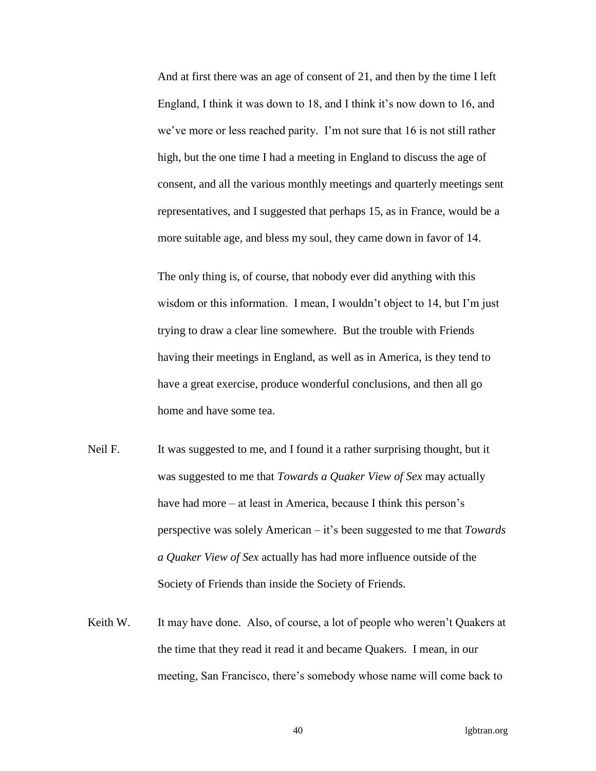And at first there was an age of consent of 21, and then by the time I left England, I think it was down to 18, and I think it's now down to 16, and we've more or less reached parity. I'm not sure that 16 is not still rather high, but the one time I had a meeting in England to discuss the age of consent, and all the various monthly meetings and quarterly meetings sent representatives, and I suggested that perhaps 15, as in France, would be a more suitable age, and bless my soul, they came down in favor of 14.

The only thing is, of course, that nobody ever did anything with this wisdom or this information. I mean, I wouldn't object to 14, but I'm just trying to draw a clear line somewhere. But the trouble with Friends having their meetings in England, as well as in America, is they tend to have a great exercise, produce wonderful conclusions, and then all go home and have some tea.

Neil F. It was suggested to me, and I found it a rather surprising thought, but it was suggested to me that *Towards a Quaker View of Sex* may actually have had more – at least in America, because I think this person's perspective was solely American – it's been suggested to me that *Towards a Quaker View of Sex* actually has had more influence outside of the Society of Friends than inside the Society of Friends.

Keith W. It may have done. Also, of course, a lot of people who weren't Quakers at the time that they read it read it and became Quakers. I mean, in our meeting, San Francisco, there's somebody whose name will come back to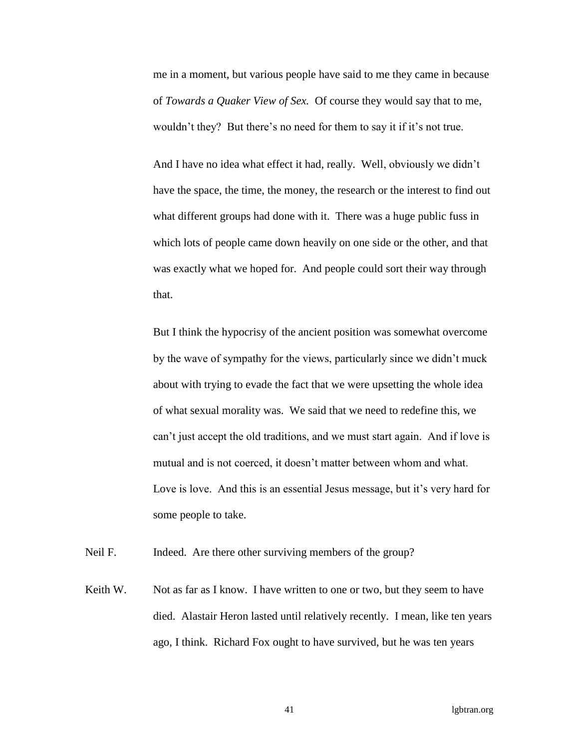me in a moment, but various people have said to me they came in because of *Towards a Quaker View of Sex.* Of course they would say that to me, wouldn't they? But there's no need for them to say it if it's not true.

And I have no idea what effect it had, really. Well, obviously we didn't have the space, the time, the money, the research or the interest to find out what different groups had done with it. There was a huge public fuss in which lots of people came down heavily on one side or the other, and that was exactly what we hoped for. And people could sort their way through that.

But I think the hypocrisy of the ancient position was somewhat overcome by the wave of sympathy for the views, particularly since we didn't muck about with trying to evade the fact that we were upsetting the whole idea of what sexual morality was. We said that we need to redefine this, we can't just accept the old traditions, and we must start again. And if love is mutual and is not coerced, it doesn't matter between whom and what. Love is love. And this is an essential Jesus message, but it's very hard for some people to take.

Neil F. Indeed. Are there other surviving members of the group?

Keith W. Not as far as I know. I have written to one or two, but they seem to have died. Alastair Heron lasted until relatively recently. I mean, like ten years ago, I think. Richard Fox ought to have survived, but he was ten years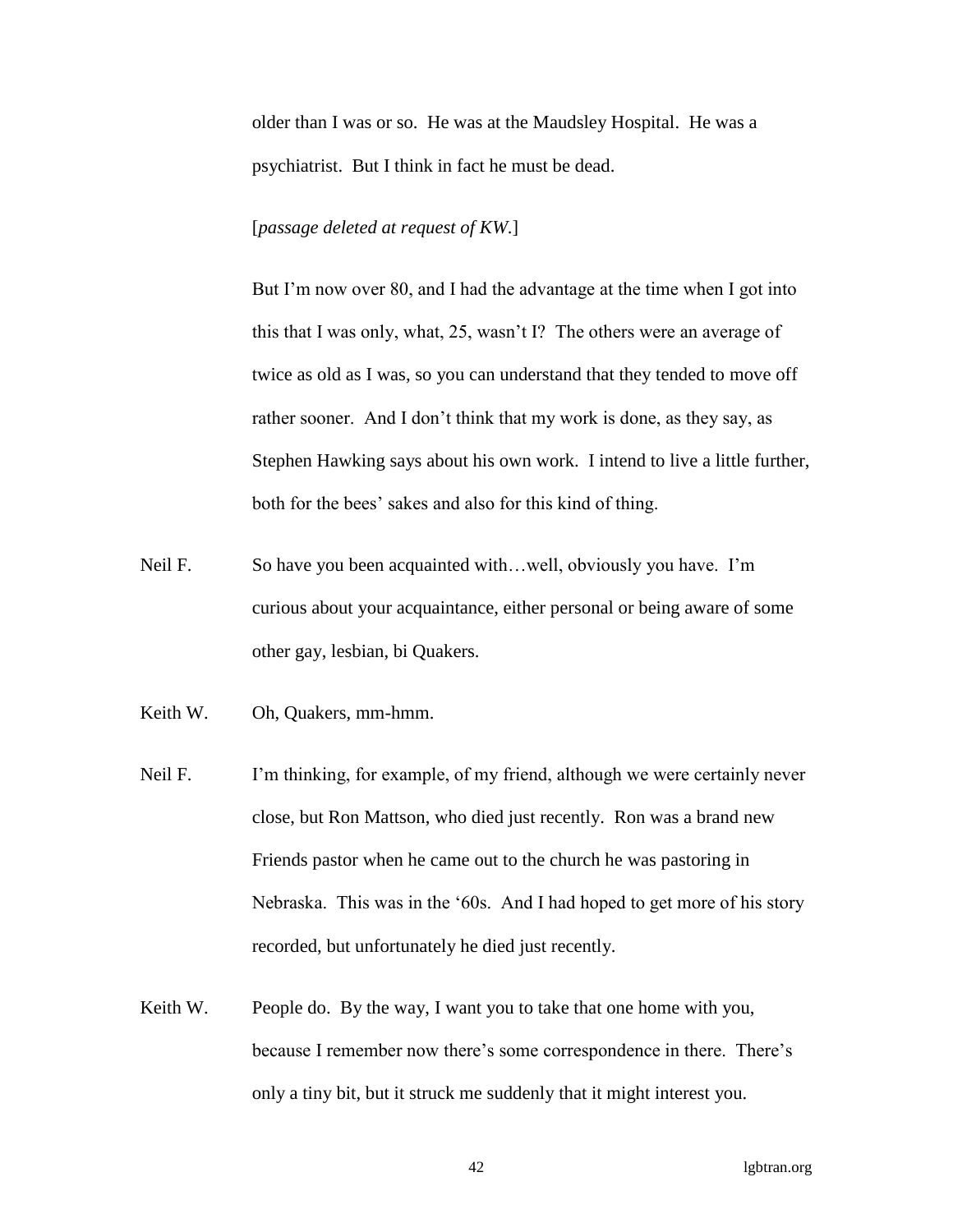older than I was or so. He was at the Maudsley Hospital. He was a psychiatrist. But I think in fact he must be dead.

[*passage deleted at request of KW.*]

But I'm now over 80, and I had the advantage at the time when I got into this that I was only, what, 25, wasn't I? The others were an average of twice as old as I was, so you can understand that they tended to move off rather sooner. And I don't think that my work is done, as they say, as Stephen Hawking says about his own work. I intend to live a little further, both for the bees' sakes and also for this kind of thing.

Neil F. So have you been acquainted with…well, obviously you have. I'm curious about your acquaintance, either personal or being aware of some other gay, lesbian, bi Quakers.

Keith W. Oh, Quakers, mm-hmm.

Neil F. I'm thinking, for example, of my friend, although we were certainly never close, but Ron Mattson, who died just recently. Ron was a brand new Friends pastor when he came out to the church he was pastoring in Nebraska. This was in the '60s. And I had hoped to get more of his story recorded, but unfortunately he died just recently.

Keith W. People do. By the way, I want you to take that one home with you, because I remember now there's some correspondence in there. There's only a tiny bit, but it struck me suddenly that it might interest you.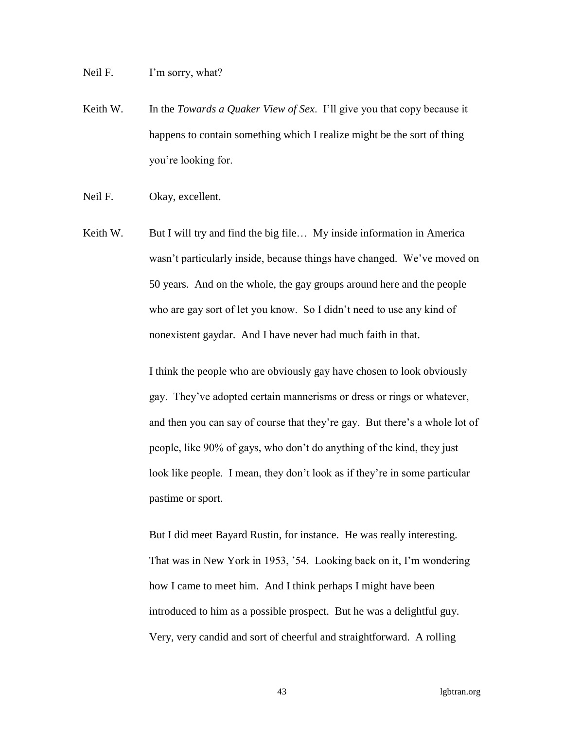Neil F. I'm sorry, what?

Keith W. In the *Towards a Quaker View of Sex*. I'll give you that copy because it happens to contain something which I realize might be the sort of thing you're looking for.

Neil F. Okay, excellent.

Keith W. But I will try and find the big file… My inside information in America wasn't particularly inside, because things have changed. We've moved on 50 years. And on the whole, the gay groups around here and the people who are gay sort of let you know. So I didn't need to use any kind of nonexistent gaydar. And I have never had much faith in that.

I think the people who are obviously gay have chosen to look obviously gay. They've adopted certain mannerisms or dress or rings or whatever, and then you can say of course that they're gay. But there's a whole lot of people, like 90% of gays, who don't do anything of the kind, they just look like people. I mean, they don't look as if they're in some particular pastime or sport.

But I did meet Bayard Rustin, for instance. He was really interesting. That was in New York in 1953, '54. Looking back on it, I'm wondering how I came to meet him. And I think perhaps I might have been introduced to him as a possible prospect. But he was a delightful guy. Very, very candid and sort of cheerful and straightforward. A rolling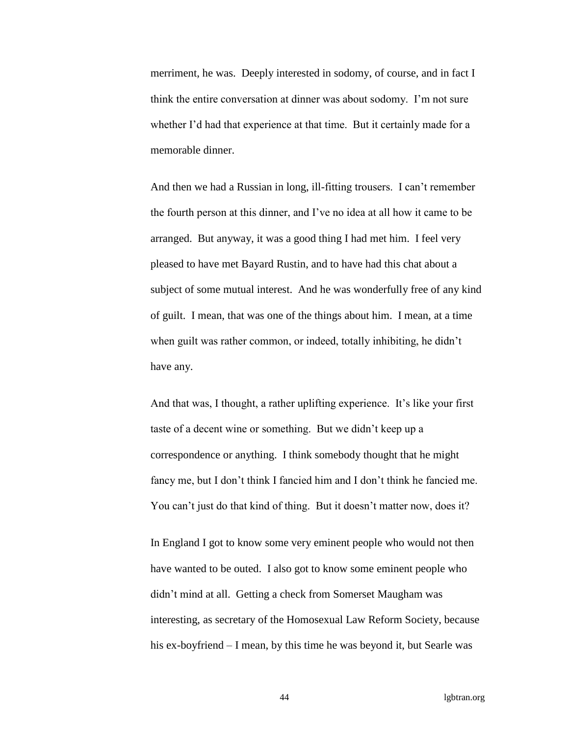merriment, he was. Deeply interested in sodomy, of course, and in fact I think the entire conversation at dinner was about sodomy. I'm not sure whether I'd had that experience at that time. But it certainly made for a memorable dinner.

And then we had a Russian in long, ill-fitting trousers. I can't remember the fourth person at this dinner, and I've no idea at all how it came to be arranged. But anyway, it was a good thing I had met him. I feel very pleased to have met Bayard Rustin, and to have had this chat about a subject of some mutual interest. And he was wonderfully free of any kind of guilt. I mean, that was one of the things about him. I mean, at a time when guilt was rather common, or indeed, totally inhibiting, he didn't have any.

And that was, I thought, a rather uplifting experience. It's like your first taste of a decent wine or something. But we didn't keep up a correspondence or anything. I think somebody thought that he might fancy me, but I don't think I fancied him and I don't think he fancied me. You can't just do that kind of thing. But it doesn't matter now, does it?

In England I got to know some very eminent people who would not then have wanted to be outed. I also got to know some eminent people who didn't mind at all. Getting a check from Somerset Maugham was interesting, as secretary of the Homosexual Law Reform Society, because his ex-boyfriend – I mean, by this time he was beyond it, but Searle was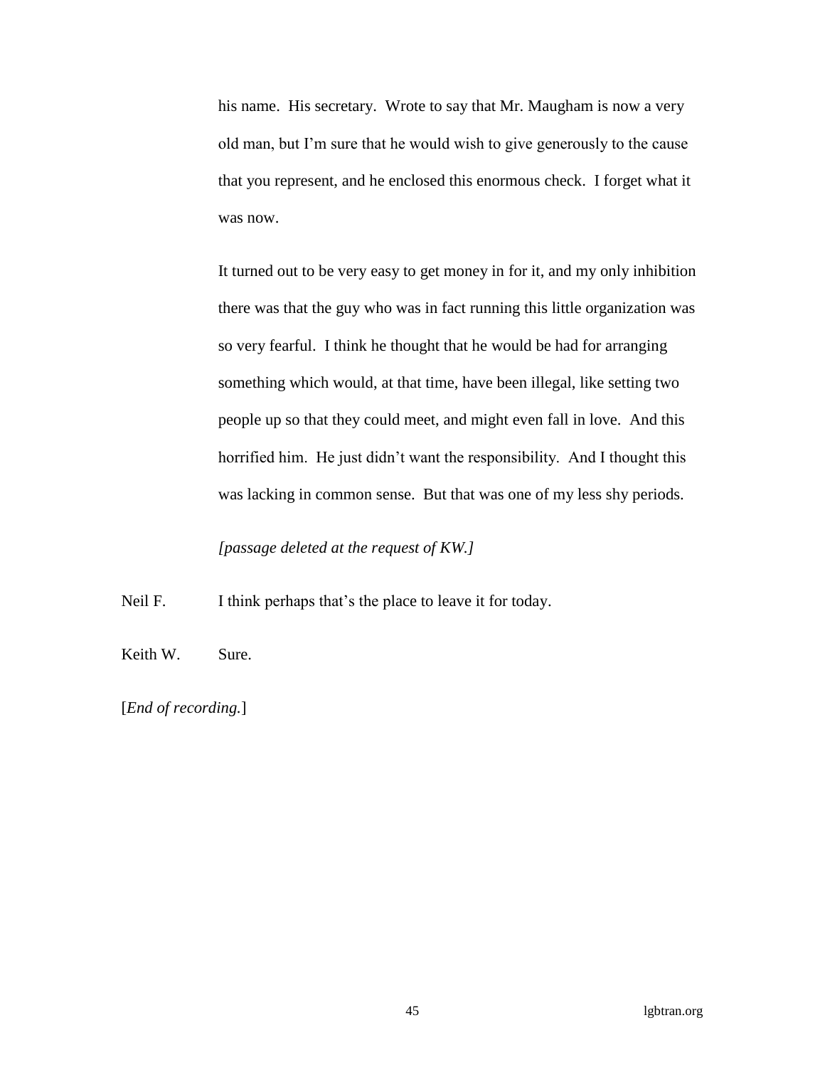his name. His secretary. Wrote to say that Mr. Maugham is now a very old man, but I'm sure that he would wish to give generously to the cause that you represent, and he enclosed this enormous check. I forget what it was now.

It turned out to be very easy to get money in for it, and my only inhibition there was that the guy who was in fact running this little organization was so very fearful. I think he thought that he would be had for arranging something which would, at that time, have been illegal, like setting two people up so that they could meet, and might even fall in love. And this horrified him. He just didn't want the responsibility. And I thought this was lacking in common sense. But that was one of my less shy periods.

*[passage deleted at the request of KW.]*

Neil F. I think perhaps that's the place to leave it for today.

Keith W. Sure.

[*End of recording.*]